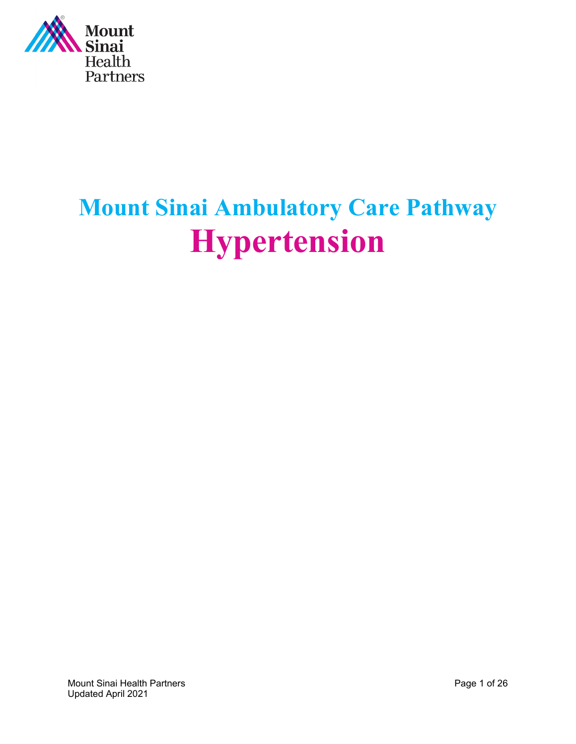Mount Sinai Health Partners

# Mount Sinai Ambulatory Care Pathway

# Hypertension

Mount Sinai Health Partners
Updated April 2021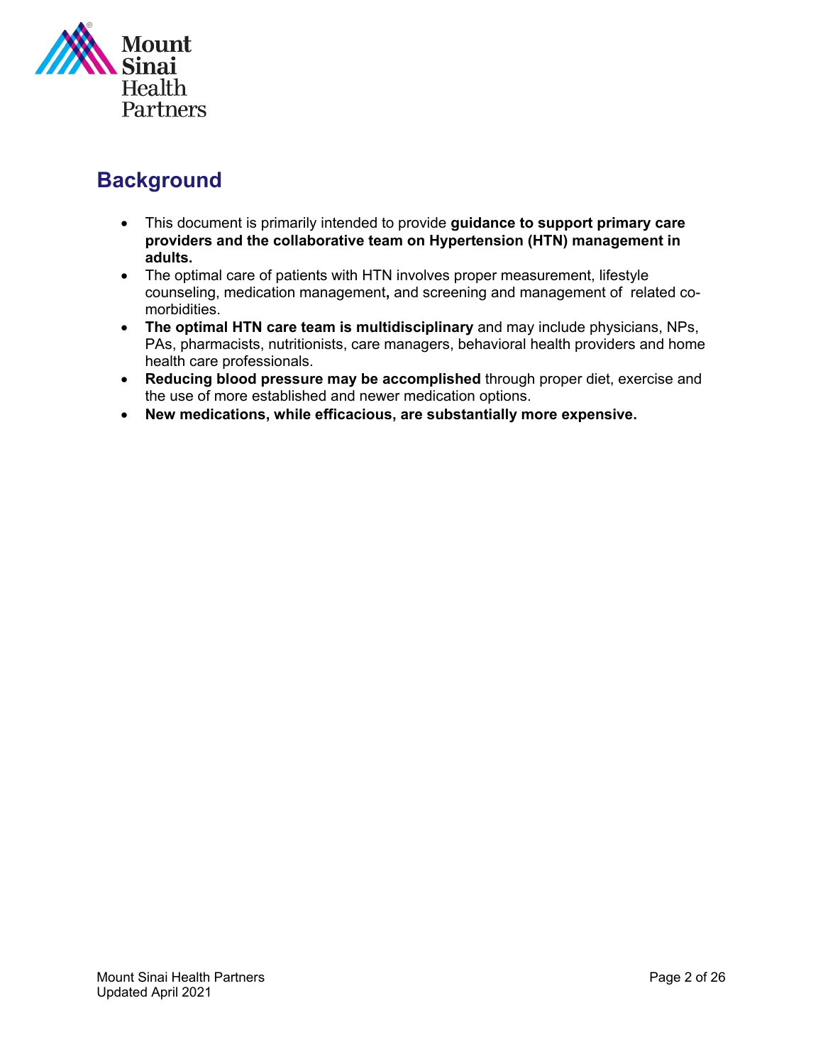## Background

- This document is primarily intended to provide **guidance to support primary care providers and the collaborative team on Hypertension (HTN) management in adults.**
- The optimal care of patients with HTN involves proper measurement, lifestyle counseling, medication management**,** and screening and management of related co-morbidities.
- **The optimal HTN care team is multidisciplinary** and may include physicians, NPs, PAs, pharmacists, nutritionists, care managers, behavioral health providers and home health care professionals.
- **Reducing blood pressure may be accomplished** through proper diet, exercise and the use of more established and newer medication options.
- **New medications, while efficacious, are substantially more expensive.**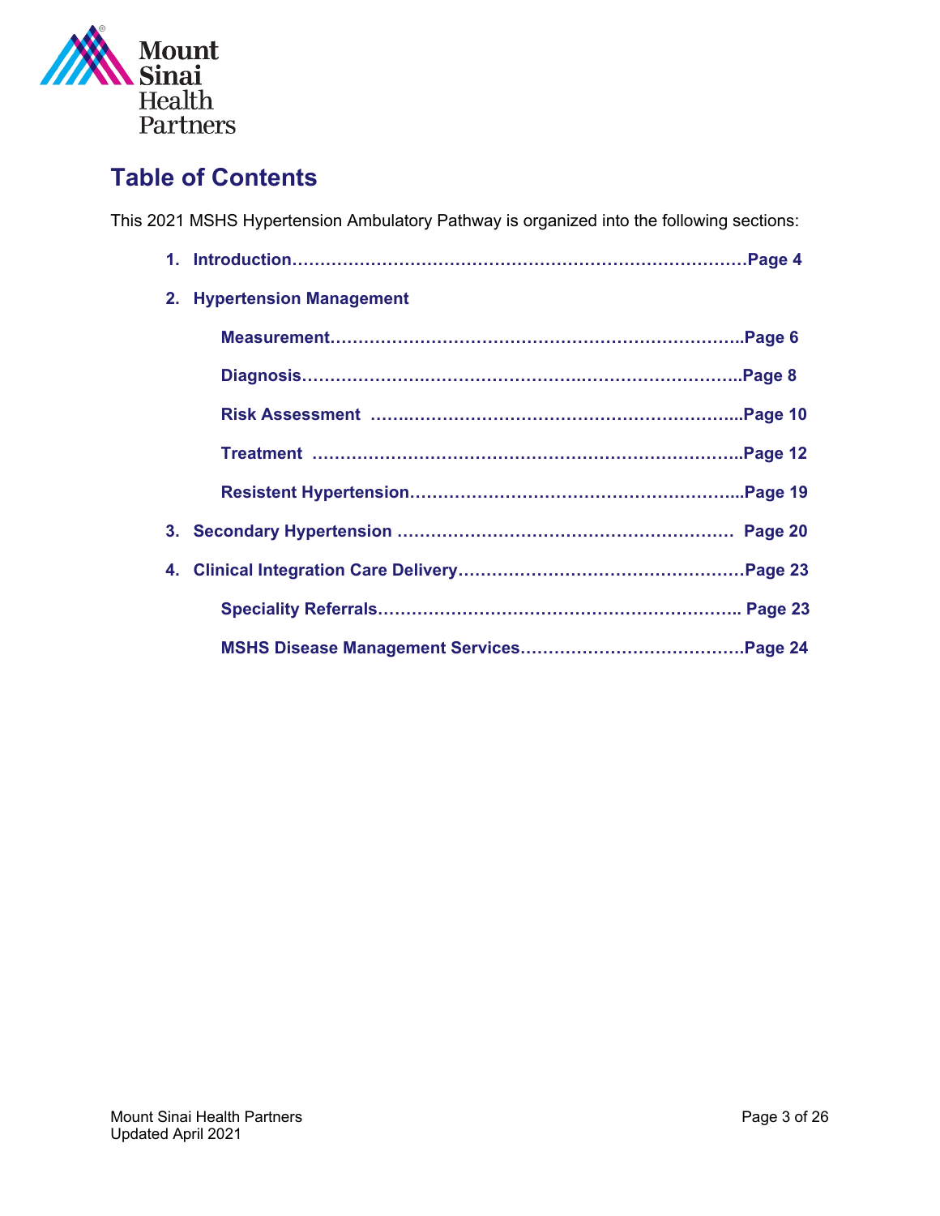# Table of Contents

This 2021 MSHS Hypertension Ambulatory Pathway is organized into the following sections:

1. **Introduction……………………………………………………………………Page 4**
2. **Hypertension Management**

    **Measurement………………………………………………………………..Page 6**

    **Diagnosis……………………………………………………………………..Page 8**

    **Risk Assessment ………………………………………………………...Page 10**

    **Treatment ………………………………………………………………….Page 12**

    **Resistent Hypertension…………………………………………………...Page 19**

3. **Secondary Hypertension …………………………………………………… Page 20**
4. **Clinical Integration Care Delivery……………………………………………Page 23**

    **Speciality Referrals………………………………………………………. Page 23**

    **MSHS Disease Management Services…………………………………Page 24**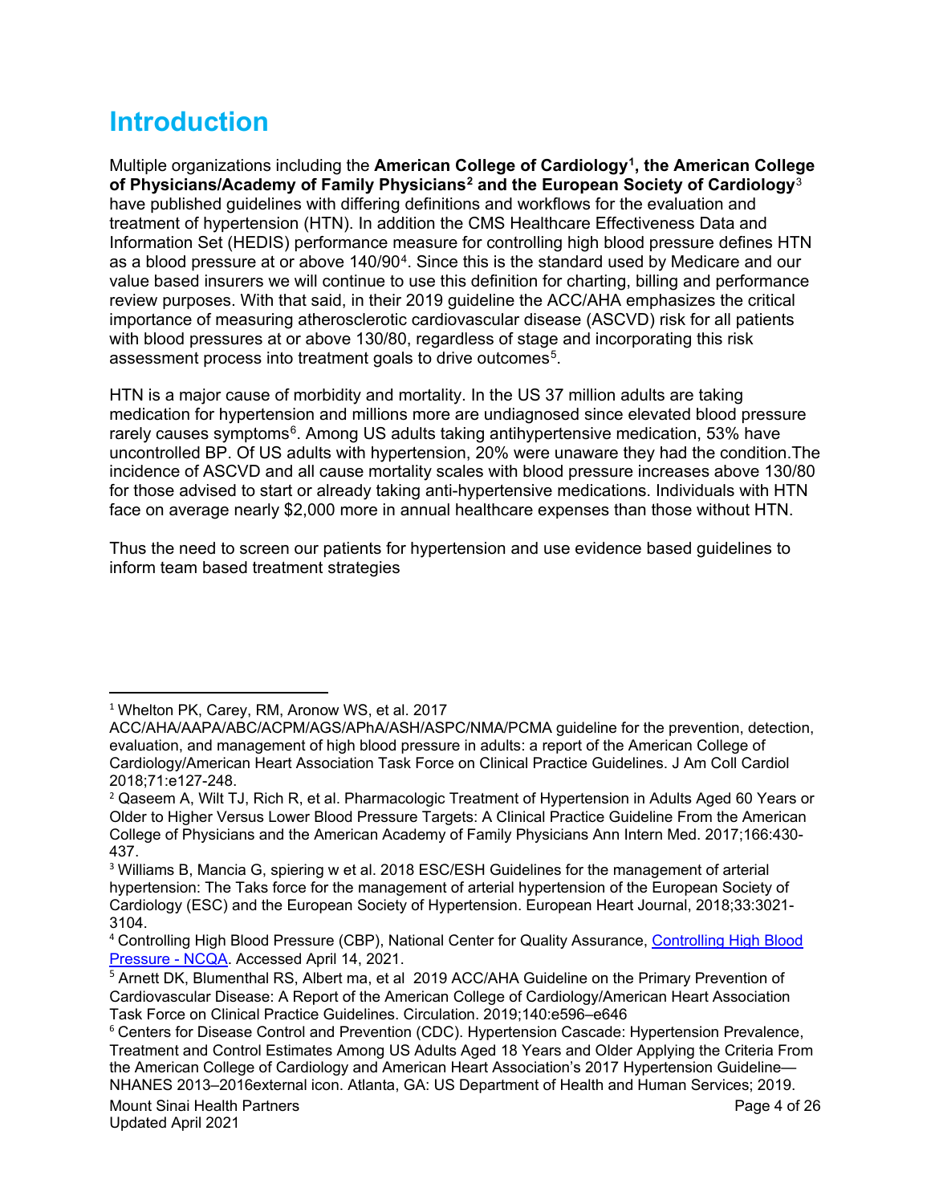# Introduction

Multiple organizations including the **American College of Cardiology[1], the American College of Physicians/Academy of Family Physicians[2] and the European Society of Cardiology**[3] have published guidelines with differing definitions and workflows for the evaluation and treatment of hypertension (HTN). In addition the CMS Healthcare Effectiveness Data and Information Set (HEDIS) performance measure for controlling high blood pressure defines HTN as a blood pressure at or above 140/90[4]. Since this is the standard used by Medicare and our value based insurers we will continue to use this definition for charting, billing and performance review purposes. With that said, in their 2019 guideline the ACC/AHA emphasizes the critical importance of measuring atherosclerotic cardiovascular disease (ASCVD) risk for all patients with blood pressures at or above 130/80, regardless of stage and incorporating this risk assessment process into treatment goals to drive outcomes[5].

HTN is a major cause of morbidity and mortality. In the US 37 million adults are taking medication for hypertension and millions more are undiagnosed since elevated blood pressure rarely causes symptoms[6]. Among US adults taking antihypertensive medication, 53% have uncontrolled BP. Of US adults with hypertension, 20% were unaware they had the condition.The incidence of ASCVD and all cause mortality scales with blood pressure increases above 130/80 for those advised to start or already taking anti-hypertensive medications. Individuals with HTN face on average nearly $2,000 more in annual healthcare expenses than those without HTN.

Thus the need to screen our patients for hypertension and use evidence based guidelines to inform team based treatment strategies

---

[1] Whelton PK, Carey, RM, Aronow WS, et al. 2017 ACC/AHA/AAPA/ABC/ACPM/AGS/APhA/ASH/ASPC/NMA/PCMA guideline for the prevention, detection, evaluation, and management of high blood pressure in adults: a report of the American College of Cardiology/American Heart Association Task Force on Clinical Practice Guidelines. J Am Coll Cardiol 2018;71:e127-248.

[2] Qaseem A, Wilt TJ, Rich R, et al. Pharmacologic Treatment of Hypertension in Adults Aged 60 Years or Older to Higher Versus Lower Blood Pressure Targets: A Clinical Practice Guideline From the American College of Physicians and the American Academy of Family Physicians Ann Intern Med. 2017;166:430-437.

[3] Williams B, Mancia G, spiering w et al. 2018 ESC/ESH Guidelines for the management of arterial hypertension: The Taks force for the management of arterial hypertension of the European Society of Cardiology (ESC) and the European Society of Hypertension. European Heart Journal, 2018;33:3021-3104.

[4] Controlling High Blood Pressure (CBP), National Center for Quality Assurance, Controlling High Blood Pressure - NCQA. Accessed April 14, 2021.

[5] Arnett DK, Blumenthal RS, Albert ma, et al 2019 ACC/AHA Guideline on the Primary Prevention of Cardiovascular Disease: A Report of the American College of Cardiology/American Heart Association Task Force on Clinical Practice Guidelines. Circulation. 2019;140:e596–e646

[6] Centers for Disease Control and Prevention (CDC). Hypertension Cascade: Hypertension Prevalence, Treatment and Control Estimates Among US Adults Aged 18 Years and Older Applying the Criteria From the American College of Cardiology and American Heart Association's 2017 Hypertension Guideline—NHANES 2013–2016external icon. Atlanta, GA: US Department of Health and Human Services; 2019.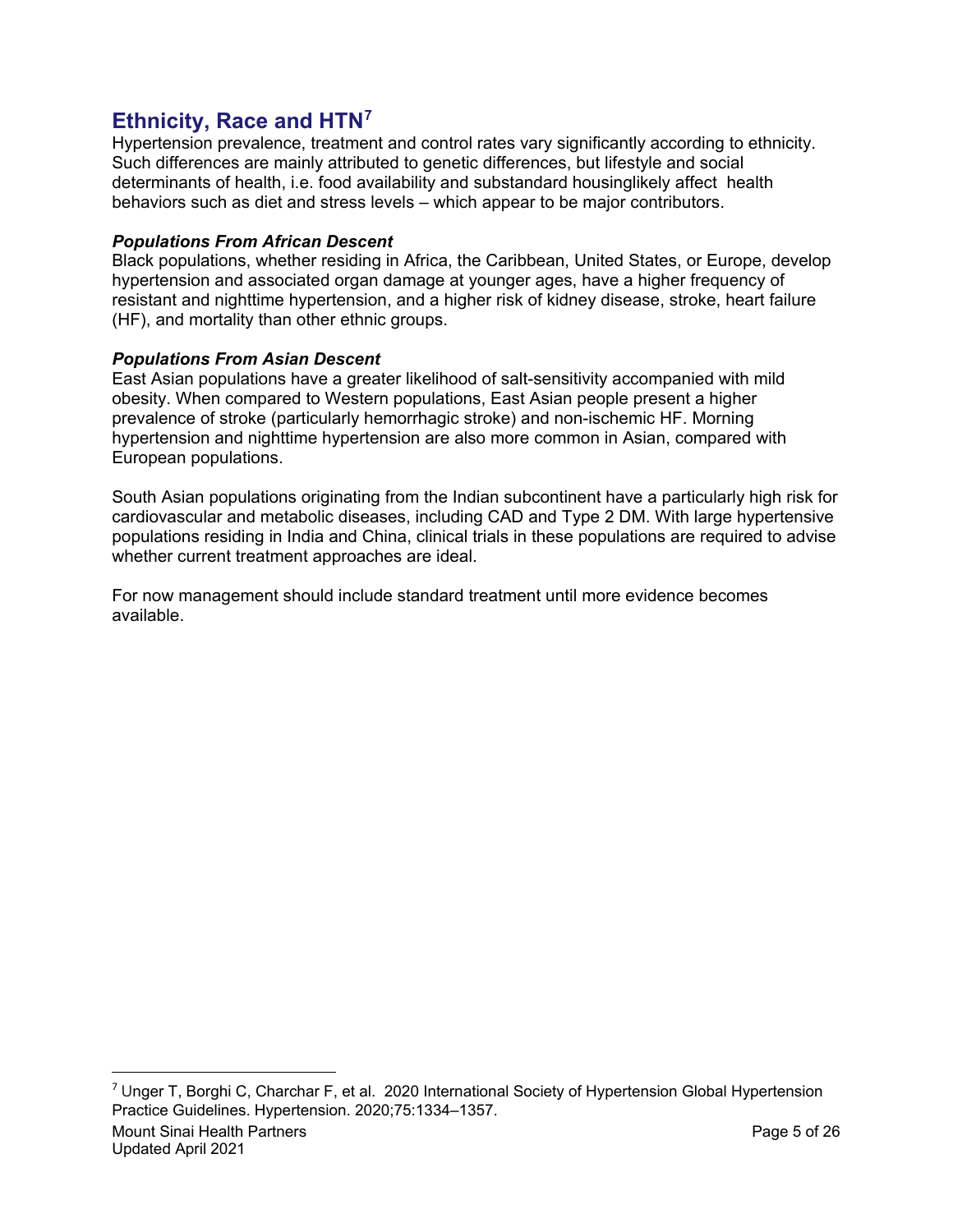## Ethnicity, Race and HTN[7]

Hypertension prevalence, treatment and control rates vary significantly according to ethnicity. Such differences are mainly attributed to genetic differences, but lifestyle and social determinants of health, i.e. food availability and substandard housinglikely affect  health behaviors such as diet and stress levels – which appear to be major contributors.

***Populations From African Descent***

Black populations, whether residing in Africa, the Caribbean, United States, or Europe, develop hypertension and associated organ damage at younger ages, have a higher frequency of resistant and nighttime hypertension, and a higher risk of kidney disease, stroke, heart failure (HF), and mortality than other ethnic groups.

***Populations From Asian Descent***

East Asian populations have a greater likelihood of salt-sensitivity accompanied with mild obesity. When compared to Western populations, East Asian people present a higher prevalence of stroke (particularly hemorrhagic stroke) and non-ischemic HF. Morning hypertension and nighttime hypertension are also more common in Asian, compared with European populations.

South Asian populations originating from the Indian subcontinent have a particularly high risk for cardiovascular and metabolic diseases, including CAD and Type 2 DM. With large hypertensive populations residing in India and China, clinical trials in these populations are required to advise whether current treatment approaches are ideal.

For now management should include standard treatment until more evidence becomes available.

[7] Unger T, Borghi C, Charchar F, et al. 2020 International Society of Hypertension Global Hypertension Practice Guidelines. Hypertension. 2020;75:1334–1357.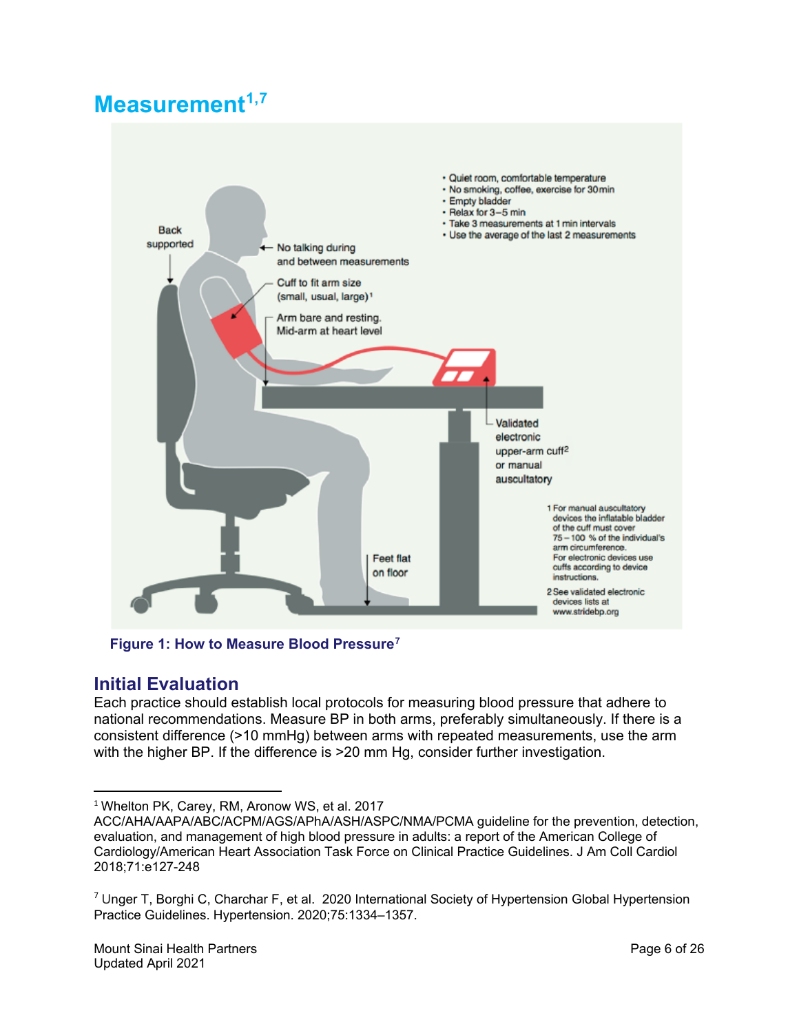# Measurement[1,7]

Figure 1: How to Measure Blood Pressure[7]

## Initial Evaluation

Each practice should establish local protocols for measuring blood pressure that adhere to national recommendations. Measure BP in both arms, preferably simultaneously. If there is a consistent difference (>10 mmHg) between arms with repeated measurements, use the arm with the higher BP. If the difference is >20 mm Hg, consider further investigation.

---

[1] Whelton PK, Carey, RM, Aronow WS, et al. 2017 ACC/AHA/AAPA/ABC/ACPM/AGS/APhA/ASH/ASPC/NMA/PCMA guideline for the prevention, detection, evaluation, and management of high blood pressure in adults: a report of the American College of Cardiology/American Heart Association Task Force on Clinical Practice Guidelines. J Am Coll Cardiol 2018;71:e127-248

[7] Unger T, Borghi C, Charchar F, et al. 2020 International Society of Hypertension Global Hypertension Practice Guidelines. Hypertension. 2020;75:1334–1357.

Mount Sinai Health Partners
Updated April 2021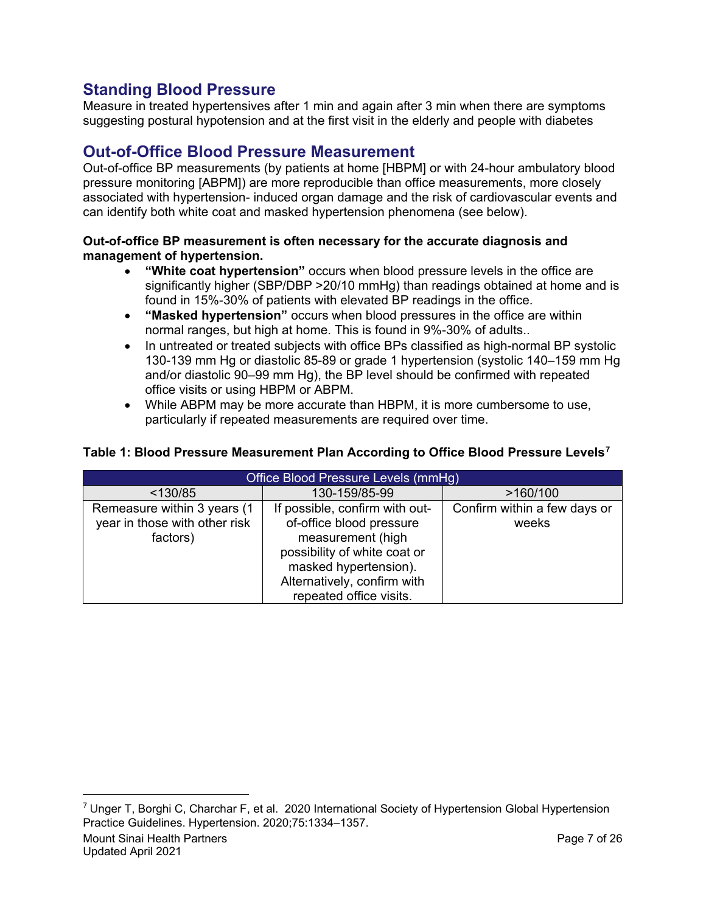## Standing Blood Pressure

Measure in treated hypertensives after 1 min and again after 3 min when there are symptoms suggesting postural hypotension and at the first visit in the elderly and people with diabetes

## Out-of-Office Blood Pressure Measurement

Out-of-office BP measurements (by patients at home [HBPM] or with 24-hour ambulatory blood pressure monitoring [ABPM]) are more reproducible than office measurements, more closely associated with hypertension- induced organ damage and the risk of cardiovascular events and can identify both white coat and masked hypertension phenomena (see below).

**Out-of-office BP measurement is often necessary for the accurate diagnosis and management of hypertension.**

- **"White coat hypertension"** occurs when blood pressure levels in the office are significantly higher (SBP/DBP >20/10 mmHg) than readings obtained at home and is found in 15%-30% of patients with elevated BP readings in the office.
- **"Masked hypertension"** occurs when blood pressures in the office are within normal ranges, but high at home. This is found in 9%-30% of adults..
- In untreated or treated subjects with office BPs classified as high-normal BP systolic 130-139 mm Hg or diastolic 85-89 or grade 1 hypertension (systolic 140–159 mm Hg and/or diastolic 90–99 mm Hg), the BP level should be confirmed with repeated office visits or using HBPM or ABPM.
- While ABPM may be more accurate than HBPM, it is more cumbersome to use, particularly if repeated measurements are required over time.

**Table 1: Blood Pressure Measurement Plan According to Office Blood Pressure Levels[7]**

| Office Blood Pressure Levels (mmHg) | | |
|---|---|---|
| <130/85 | 130-159/85-99 | >160/100 |
| Remeasure within 3 years (1 year in those with other risk factors) | If possible, confirm with out-of-office blood pressure measurement (high possibility of white coat or masked hypertension). Alternatively, confirm with repeated office visits. | Confirm within a few days or weeks |

[7] Unger T, Borghi C, Charchar F, et al. 2020 International Society of Hypertension Global Hypertension Practice Guidelines. Hypertension. 2020;75:1334–1357.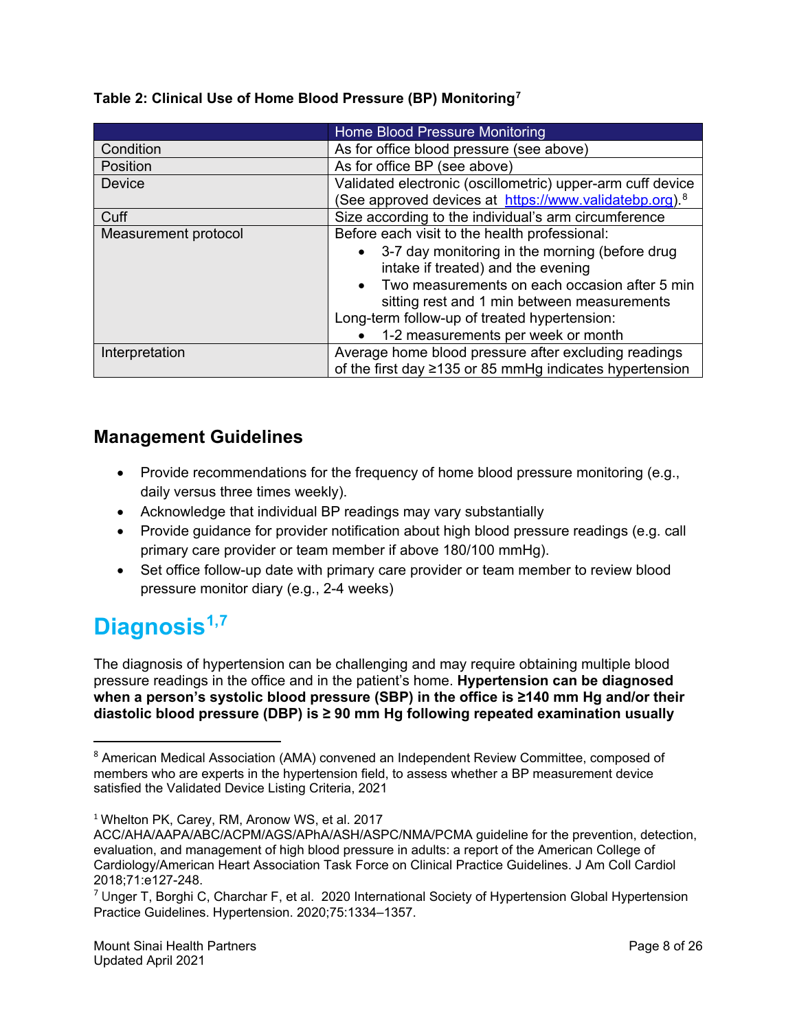**Table 2: Clinical Use of Home Blood Pressure (BP) Monitoring[7]**

| | Home Blood Pressure Monitoring |
|---|---|
| Condition | As for office blood pressure (see above) |
| Position | As for office BP (see above) |
| Device | Validated electronic (oscillometric) upper-arm cuff device (See approved devices at https://www.validatebp.org).[8] |
| Cuff | Size according to the individual's arm circumference |
| Measurement protocol | Before each visit to the health professional: <br>• 3-7 day monitoring in the morning (before drug intake if treated) and the evening <br>• Two measurements on each occasion after 5 min sitting rest and 1 min between measurements <br>Long-term follow-up of treated hypertension: <br>• 1-2 measurements per week or month |
| Interpretation | Average home blood pressure after excluding readings of the first day ≥135 or 85 mmHg indicates hypertension |

## Management Guidelines

- Provide recommendations for the frequency of home blood pressure monitoring (e.g., daily versus three times weekly).
- Acknowledge that individual BP readings may vary substantially
- Provide guidance for provider notification about high blood pressure readings (e.g. call primary care provider or team member if above 180/100 mmHg).
- Set office follow-up date with primary care provider or team member to review blood pressure monitor diary (e.g., 2-4 weeks)

# Diagnosis[1,7]

The diagnosis of hypertension can be challenging and may require obtaining multiple blood pressure readings in the office and in the patient's home. **Hypertension can be diagnosed when a person's systolic blood pressure (SBP) in the office is ≥140 mm Hg and/or their diastolic blood pressure (DBP) is ≥ 90 mm Hg following repeated examination usually**

---

[8] American Medical Association (AMA) convened an Independent Review Committee, composed of members who are experts in the hypertension field, to assess whether a BP measurement device satisfied the Validated Device Listing Criteria, 2021

[1] Whelton PK, Carey, RM, Aronow WS, et al. 2017 ACC/AHA/AAPA/ABC/ACPM/AGS/APhA/ASH/ASPC/NMA/PCMA guideline for the prevention, detection, evaluation, and management of high blood pressure in adults: a report of the American College of Cardiology/American Heart Association Task Force on Clinical Practice Guidelines. J Am Coll Cardiol 2018;71:e127-248.

[7] Unger T, Borghi C, Charchar F, et al. 2020 International Society of Hypertension Global Hypertension Practice Guidelines. Hypertension. 2020;75:1334–1357.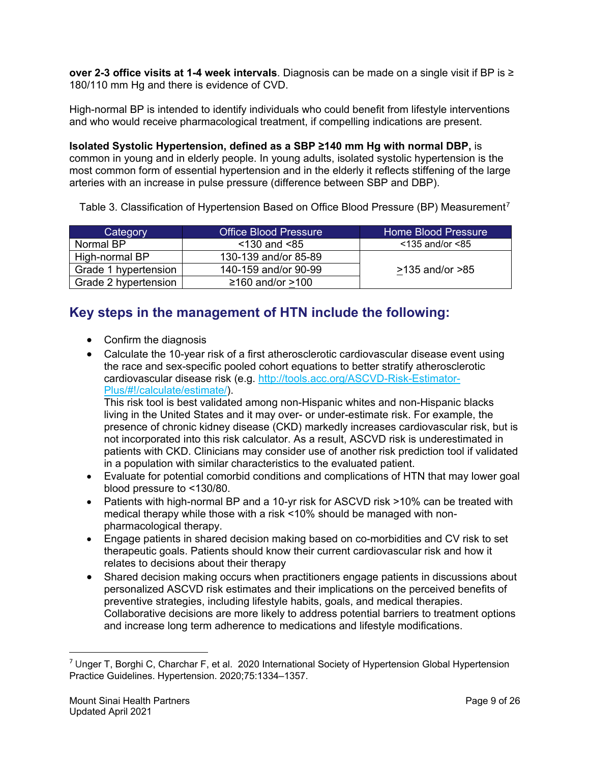**over 2-3 office visits at 1-4 week intervals**. Diagnosis can be made on a single visit if BP is ≥ 180/110 mm Hg and there is evidence of CVD.

High-normal BP is intended to identify individuals who could benefit from lifestyle interventions and who would receive pharmacological treatment, if compelling indications are present.

**Isolated Systolic Hypertension, defined as a SBP ≥140 mm Hg with normal DBP,** is common in young and in elderly people. In young adults, isolated systolic hypertension is the most common form of essential hypertension and in the elderly it reflects stiffening of the large arteries with an increase in pulse pressure (difference between SBP and DBP).

Table 3. Classification of Hypertension Based on Office Blood Pressure (BP) Measurement[7]

| Category | Office Blood Pressure | Home Blood Pressure |
|---|---|---|
| Normal BP | <130 and <85 | <135 and/or <85 |
| High-normal BP | 130-139 and/or 85-89 | ≥135 and/or >85 |
| Grade 1 hypertension | 140-159 and/or 90-99 | |
| Grade 2 hypertension | ≥160 and/or ≥100 | |

## Key steps in the management of HTN include the following:

- Confirm the diagnosis
- Calculate the 10-year risk of a first atherosclerotic cardiovascular disease event using the race and sex-specific pooled cohort equations to better stratify atherosclerotic cardiovascular disease risk (e.g. http://tools.acc.org/ASCVD-Risk-Estimator-Plus/#!/calculate/estimate/).
  This risk tool is best validated among non-Hispanic whites and non-Hispanic blacks living in the United States and it may over- or under-estimate risk. For example, the presence of chronic kidney disease (CKD) markedly increases cardiovascular risk, but is not incorporated into this risk calculator. As a result, ASCVD risk is underestimated in patients with CKD. Clinicians may consider use of another risk prediction tool if validated in a population with similar characteristics to the evaluated patient.
- Evaluate for potential comorbid conditions and complications of HTN that may lower goal blood pressure to <130/80.
- Patients with high-normal BP and a 10-yr risk for ASCVD risk >10% can be treated with medical therapy while those with a risk <10% should be managed with non-pharmacological therapy.
- Engage patients in shared decision making based on co-morbidities and CV risk to set therapeutic goals. Patients should know their current cardiovascular risk and how it relates to decisions about their therapy
- Shared decision making occurs when practitioners engage patients in discussions about personalized ASCVD risk estimates and their implications on the perceived benefits of preventive strategies, including lifestyle habits, goals, and medical therapies. Collaborative decisions are more likely to address potential barriers to treatment options and increase long term adherence to medications and lifestyle modifications.

[7] Unger T, Borghi C, Charchar F, et al. 2020 International Society of Hypertension Global Hypertension Practice Guidelines. Hypertension. 2020;75:1334–1357.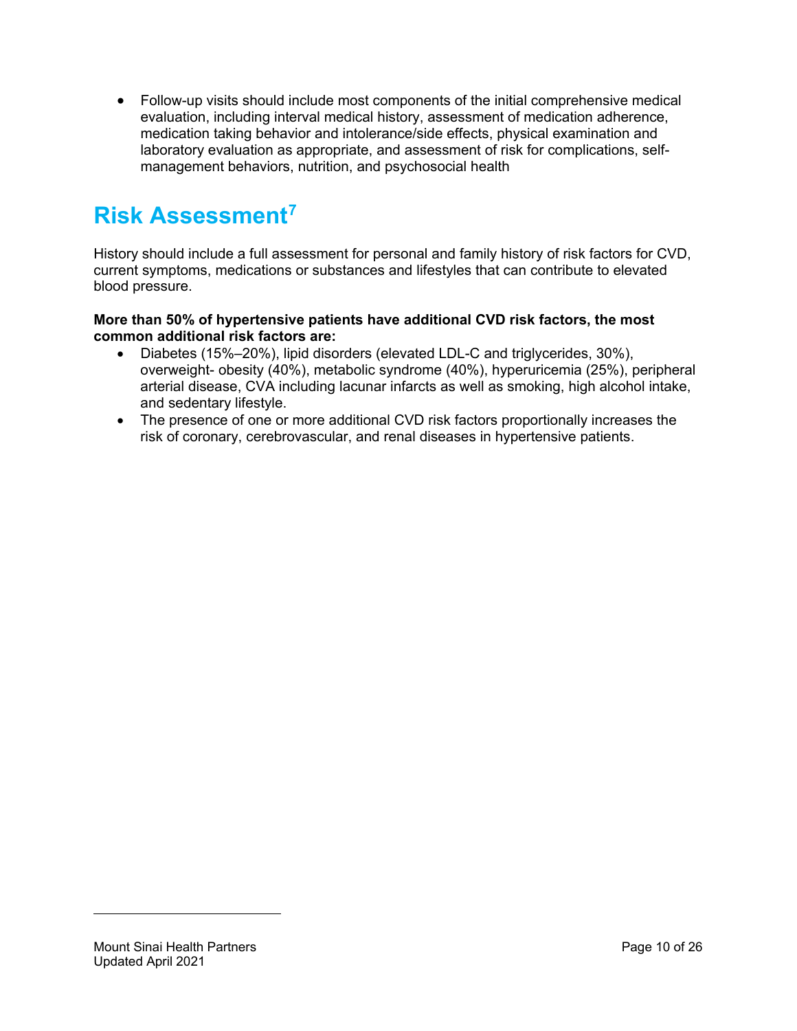- Follow-up visits should include most components of the initial comprehensive medical evaluation, including interval medical history, assessment of medication adherence, medication taking behavior and intolerance/side effects, physical examination and laboratory evaluation as appropriate, and assessment of risk for complications, self-management behaviors, nutrition, and psychosocial health

# Risk Assessment[7]

History should include a full assessment for personal and family history of risk factors for CVD, current symptoms, medications or substances and lifestyles that can contribute to elevated blood pressure.

**More than 50% of hypertensive patients have additional CVD risk factors, the most common additional risk factors are:**

- Diabetes (15%–20%), lipid disorders (elevated LDL-C and triglycerides, 30%), overweight- obesity (40%), metabolic syndrome (40%), hyperuricemia (25%), peripheral arterial disease, CVA including lacunar infarcts as well as smoking, high alcohol intake, and sedentary lifestyle.
- The presence of one or more additional CVD risk factors proportionally increases the risk of coronary, cerebrovascular, and renal diseases in hypertensive patients.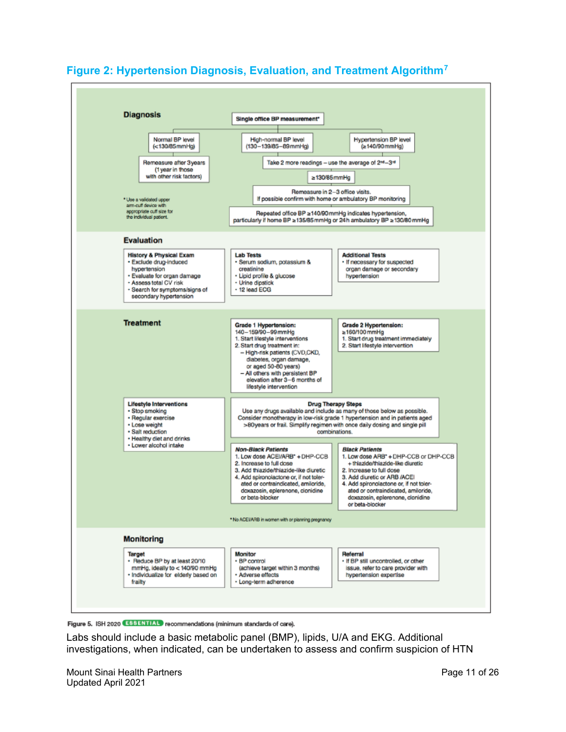## Figure 2: Hypertension Diagnosis, Evaluation, and Treatment Algorithm[7]

### Diagnosis

**Single office BP measurement***

- Normal BP level (<130/85mmHg)
  - Remeasure after 3years (1 year in those with other risk factors)
- High-normal BP level (130–139/85–89mmHg)
- Hypertension BP level (≥140/90mmHg)

Take 2 more readings – use the average of 2nd–3rd

≥130/85mmHg

Remeasure in 2–3 office visits. If possible confirm with home or ambulatory BP monitoring

Repeated office BP ≥140/90mmHg indicates hypertension, particularly if home BP ≥135/85mmHg or 24h ambulatory BP ≥130/80mmHg

* Use a validated upper arm-cuff device with appropriate cuff size for the individual patient.

### Evaluation

**History & Physical Exam**
- Exclude drug-induced hypertension
- Evaluate for organ damage
- Assess total CV risk
- Search for symptoms/signs of secondary hypertension

**Lab Tests**
- Serum sodium, potassium & creatinine
- Lipid profile & glucose
- Urine dipstick
- 12 lead ECG

**Additional Tests**
- If necessary for suspected organ damage or secondary hypertension

### Treatment

**Grade 1 Hypertension:** 140–159/90–99mmHg
1. Start lifestyle interventions
2. Start drug treatment in:
   - High-risk patients (CVD,CKD, diabetes, organ damage, or aged 50-80 years)
   - All others with persistent BP elevation after 3–6 months of lifestyle intervention

**Grade 2 Hypertension:** ≥160/100mmHg
1. Start drug treatment immediately
2. Start lifestyle intervention

**Lifestyle Interventions**
- Stop smoking
- Regular exercise
- Lose weight
- Salt reduction
- Healthy diet and drinks
- Lower alcohol intake

**Drug Therapy Steps**

Use any drugs available and include as many of those below as possible. Consider monotherapy in low-risk grade 1 hypertension and in patients aged >80years or frail. Simplify regimen with once daily dosing and single pill combinations.

***Non-Black Patients***
1. Low dose ACEI/ARB* + DHP-CCB
2. Increase to full dose
3. Add thiazide/thiazide-like diuretic
4. Add spironolactone or, if not tolerated or contraindicated, amiloride, doxazosin, eplerenone, clonidine or beta-blocker

***Black Patients***
1. Low dose ARB* + DHP-CCB or DHP-CCB + thiazide/thiazide-like diuretic
2. Increase to full dose
3. Add diuretic or ARB /ACEI
4. Add spironolactone or, if not tolerated or contraindicated, amiloride, doxazosin, eplerenone, clonidine or beta-blocker

* No ACEI/ARB in women with or planning pregnancy

### Monitoring

**Target**
- Reduce BP by at least 20/10 mmHg, ideally to < 140/90 mmHg
- Individualize for elderly based on frailty

**Monitor**
- BP control (achieve target within 3 months)
- Adverse effects
- Long-term adherence

**Referral**
- If BP still uncontrolled, or other issue, refer to care provider with hypertension expertise

Figure 5. ISH 2020 ESSENTIAL recommendations (minimum standards of care).

Labs should include a basic metabolic panel (BMP), lipids, U/A and EKG. Additional investigations, when indicated, can be undertaken to assess and confirm suspicion of HTN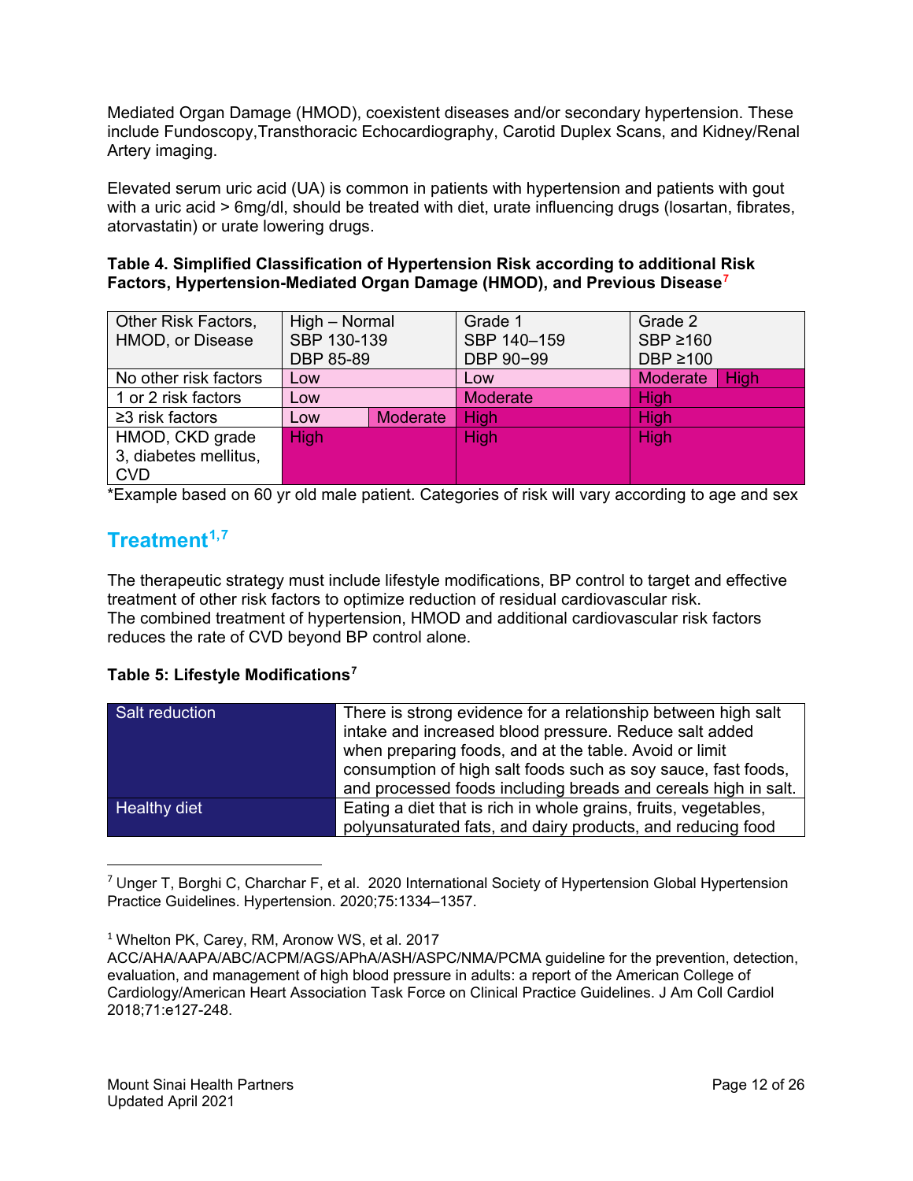Mediated Organ Damage (HMOD), coexistent diseases and/or secondary hypertension. These include Fundoscopy,Transthoracic Echocardiography, Carotid Duplex Scans, and Kidney/Renal Artery imaging.

Elevated serum uric acid (UA) is common in patients with hypertension and patients with gout with a uric acid > 6mg/dl, should be treated with diet, urate influencing drugs (losartan, fibrates, atorvastatin) or urate lowering drugs.

**Table 4. Simplified Classification of Hypertension Risk according to additional Risk Factors, Hypertension-Mediated Organ Damage (HMOD), and Previous Disease[7]**

| Other Risk Factors, HMOD, or Disease | High – Normal SBP 130-139 DBP 85-89 | | Grade 1 SBP 140–159 DBP 90−99 | Grade 2 SBP ≥160 DBP ≥100 | |
|---|---|---|---|---|---|
| No other risk factors | Low | | Low | Moderate | High |
| 1 or 2 risk factors | Low | | Moderate | High | |
| ≥3 risk factors | Low | Moderate | High | High | |
| HMOD, CKD grade 3, diabetes mellitus, CVD | High | | High | High | |

*Example based on 60 yr old male patient. Categories of risk will vary according to age and sex

## Treatment[1,7]

The therapeutic strategy must include lifestyle modifications, BP control to target and effective treatment of other risk factors to optimize reduction of residual cardiovascular risk.
The combined treatment of hypertension, HMOD and additional cardiovascular risk factors reduces the rate of CVD beyond BP control alone.

**Table 5: Lifestyle Modifications[7]**

| | |
|---|---|
| Salt reduction | There is strong evidence for a relationship between high salt intake and increased blood pressure. Reduce salt added when preparing foods, and at the table. Avoid or limit consumption of high salt foods such as soy sauce, fast foods, and processed foods including breads and cereals high in salt. |
| Healthy diet | Eating a diet that is rich in whole grains, fruits, vegetables, polyunsaturated fats, and dairy products, and reducing food |

---

[7] Unger T, Borghi C, Charchar F, et al. 2020 International Society of Hypertension Global Hypertension Practice Guidelines. Hypertension. 2020;75:1334–1357.

[1] Whelton PK, Carey, RM, Aronow WS, et al. 2017 ACC/AHA/AAPA/ABC/ACPM/AGS/APhA/ASH/ASPC/NMA/PCMA guideline for the prevention, detection, evaluation, and management of high blood pressure in adults: a report of the American College of Cardiology/American Heart Association Task Force on Clinical Practice Guidelines. J Am Coll Cardiol 2018;71:e127-248.

Mount Sinai Health Partners
Updated April 2021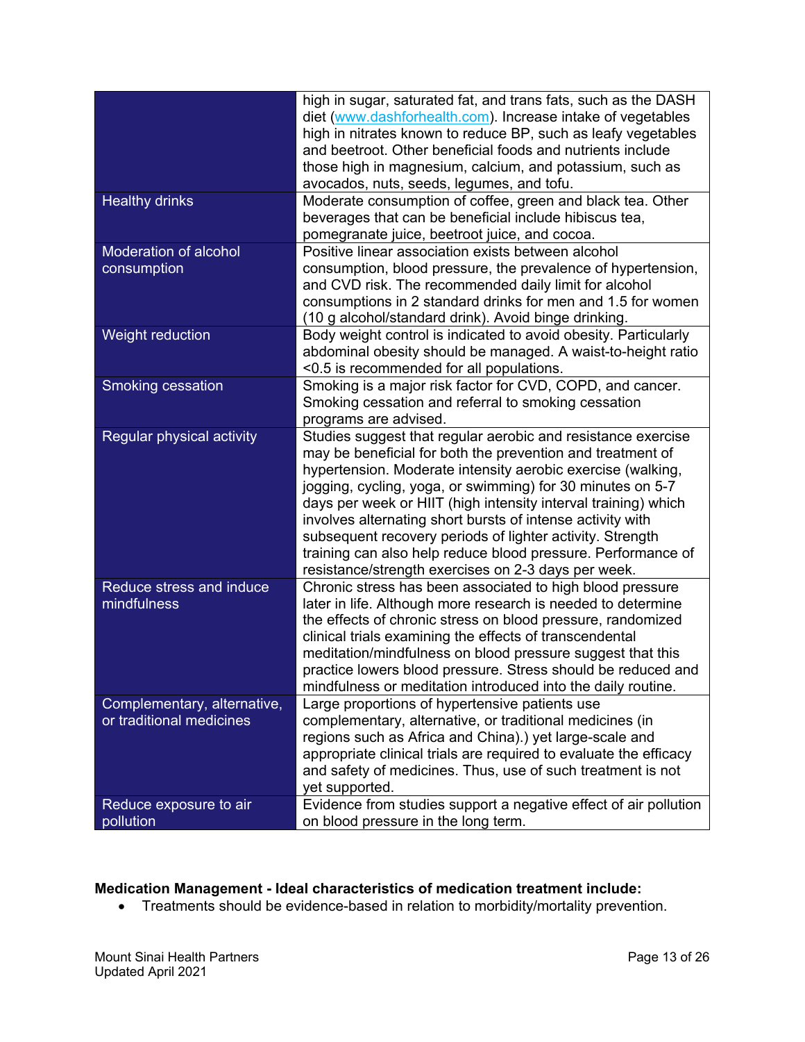| | |
|---|---|
| | high in sugar, saturated fat, and trans fats, such as the DASH diet (www.dashforhealth.com). Increase intake of vegetables high in nitrates known to reduce BP, such as leafy vegetables and beetroot. Other beneficial foods and nutrients include those high in magnesium, calcium, and potassium, such as avocados, nuts, seeds, legumes, and tofu. |
| Healthy drinks | Moderate consumption of coffee, green and black tea. Other beverages that can be beneficial include hibiscus tea, pomegranate juice, beetroot juice, and cocoa. |
| Moderation of alcohol consumption | Positive linear association exists between alcohol consumption, blood pressure, the prevalence of hypertension, and CVD risk. The recommended daily limit for alcohol consumptions in 2 standard drinks for men and 1.5 for women (10 g alcohol/standard drink). Avoid binge drinking. |
| Weight reduction | Body weight control is indicated to avoid obesity. Particularly abdominal obesity should be managed. A waist-to-height ratio <0.5 is recommended for all populations. |
| Smoking cessation | Smoking is a major risk factor for CVD, COPD, and cancer. Smoking cessation and referral to smoking cessation programs are advised. |
| Regular physical activity | Studies suggest that regular aerobic and resistance exercise may be beneficial for both the prevention and treatment of hypertension. Moderate intensity aerobic exercise (walking, jogging, cycling, yoga, or swimming) for 30 minutes on 5-7 days per week or HIIT (high intensity interval training) which involves alternating short bursts of intense activity with subsequent recovery periods of lighter activity. Strength training can also help reduce blood pressure. Performance of resistance/strength exercises on 2-3 days per week. |
| Reduce stress and induce mindfulness | Chronic stress has been associated to high blood pressure later in life. Although more research is needed to determine the effects of chronic stress on blood pressure, randomized clinical trials examining the effects of transcendental meditation/mindfulness on blood pressure suggest that this practice lowers blood pressure. Stress should be reduced and mindfulness or meditation introduced into the daily routine. |
| Complementary, alternative, or traditional medicines | Large proportions of hypertensive patients use complementary, alternative, or traditional medicines (in regions such as Africa and China).) yet large-scale and appropriate clinical trials are required to evaluate the efficacy and safety of medicines. Thus, use of such treatment is not yet supported. |
| Reduce exposure to air pollution | Evidence from studies support a negative effect of air pollution on blood pressure in the long term. |

**Medication Management - Ideal characteristics of medication treatment include:**

- Treatments should be evidence-based in relation to morbidity/mortality prevention.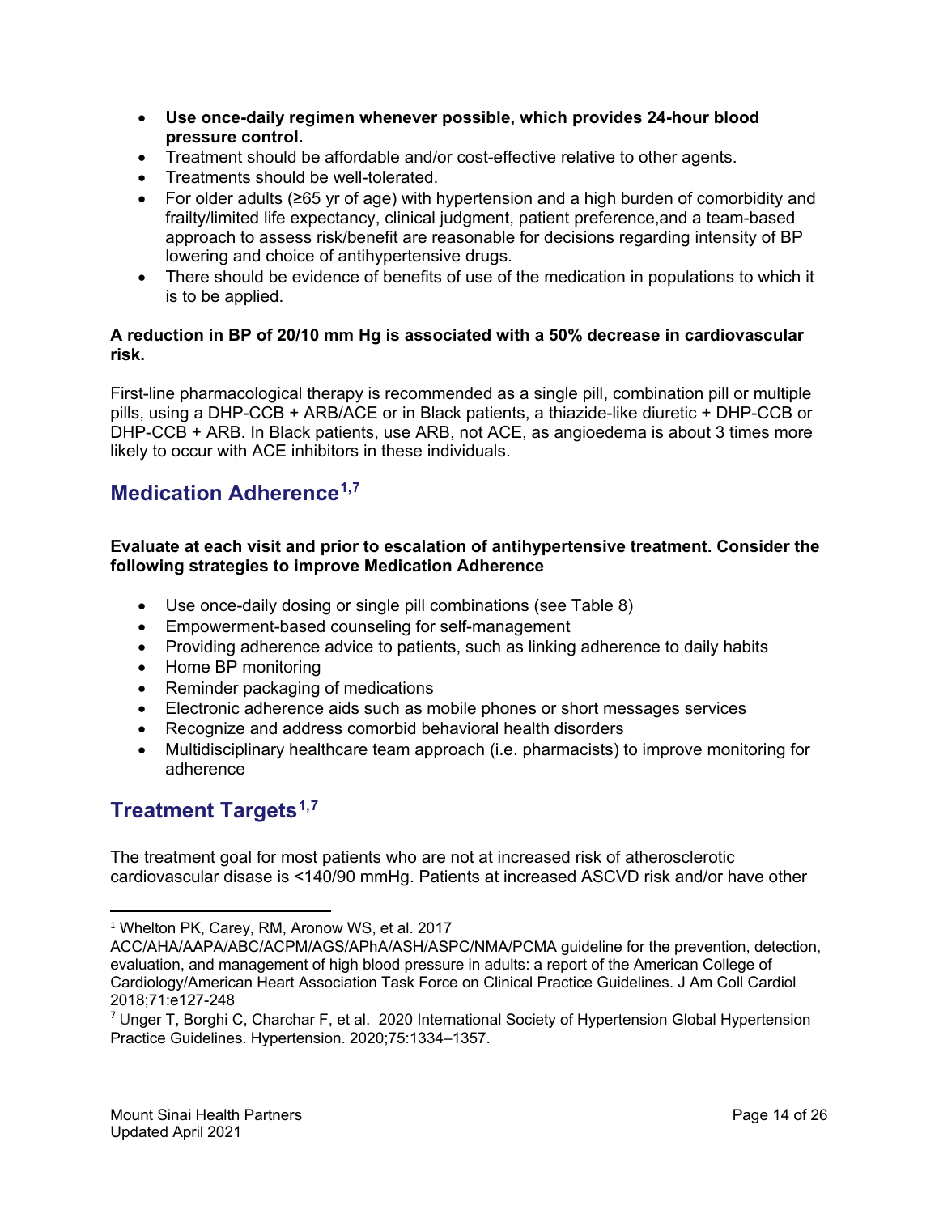- **Use once-daily regimen whenever possible, which provides 24-hour blood pressure control.**
- Treatment should be affordable and/or cost-effective relative to other agents.
- Treatments should be well-tolerated.
- For older adults (≥65 yr of age) with hypertension and a high burden of comorbidity and frailty/limited life expectancy, clinical judgment, patient preference,and a team-based approach to assess risk/benefit are reasonable for decisions regarding intensity of BP lowering and choice of antihypertensive drugs.
- There should be evidence of benefits of use of the medication in populations to which it is to be applied.

**A reduction in BP of 20/10 mm Hg is associated with a 50% decrease in cardiovascular risk.**

First-line pharmacological therapy is recommended as a single pill, combination pill or multiple pills, using a DHP-CCB + ARB/ACE or in Black patients, a thiazide-like diuretic + DHP-CCB or DHP-CCB + ARB. In Black patients, use ARB, not ACE, as angioedema is about 3 times more likely to occur with ACE inhibitors in these individuals.

## Medication Adherence[1,7]

**Evaluate at each visit and prior to escalation of antihypertensive treatment. Consider the following strategies to improve Medication Adherence**

- Use once-daily dosing or single pill combinations (see Table 8)
- Empowerment-based counseling for self-management
- Providing adherence advice to patients, such as linking adherence to daily habits
- Home BP monitoring
- Reminder packaging of medications
- Electronic adherence aids such as mobile phones or short messages services
- Recognize and address comorbid behavioral health disorders
- Multidisciplinary healthcare team approach (i.e. pharmacists) to improve monitoring for adherence

## Treatment Targets[1,7]

The treatment goal for most patients who are not at increased risk of atherosclerotic cardiovascular disase is <140/90 mmHg. Patients at increased ASCVD risk and/or have other

---

[1] Whelton PK, Carey, RM, Aronow WS, et al. 2017 ACC/AHA/AAPA/ABC/ACPM/AGS/APhA/ASH/ASPC/NMA/PCMA guideline for the prevention, detection, evaluation, and management of high blood pressure in adults: a report of the American College of Cardiology/American Heart Association Task Force on Clinical Practice Guidelines. J Am Coll Cardiol 2018;71:e127-248

[7] Unger T, Borghi C, Charchar F, et al. 2020 International Society of Hypertension Global Hypertension Practice Guidelines. Hypertension. 2020;75:1334–1357.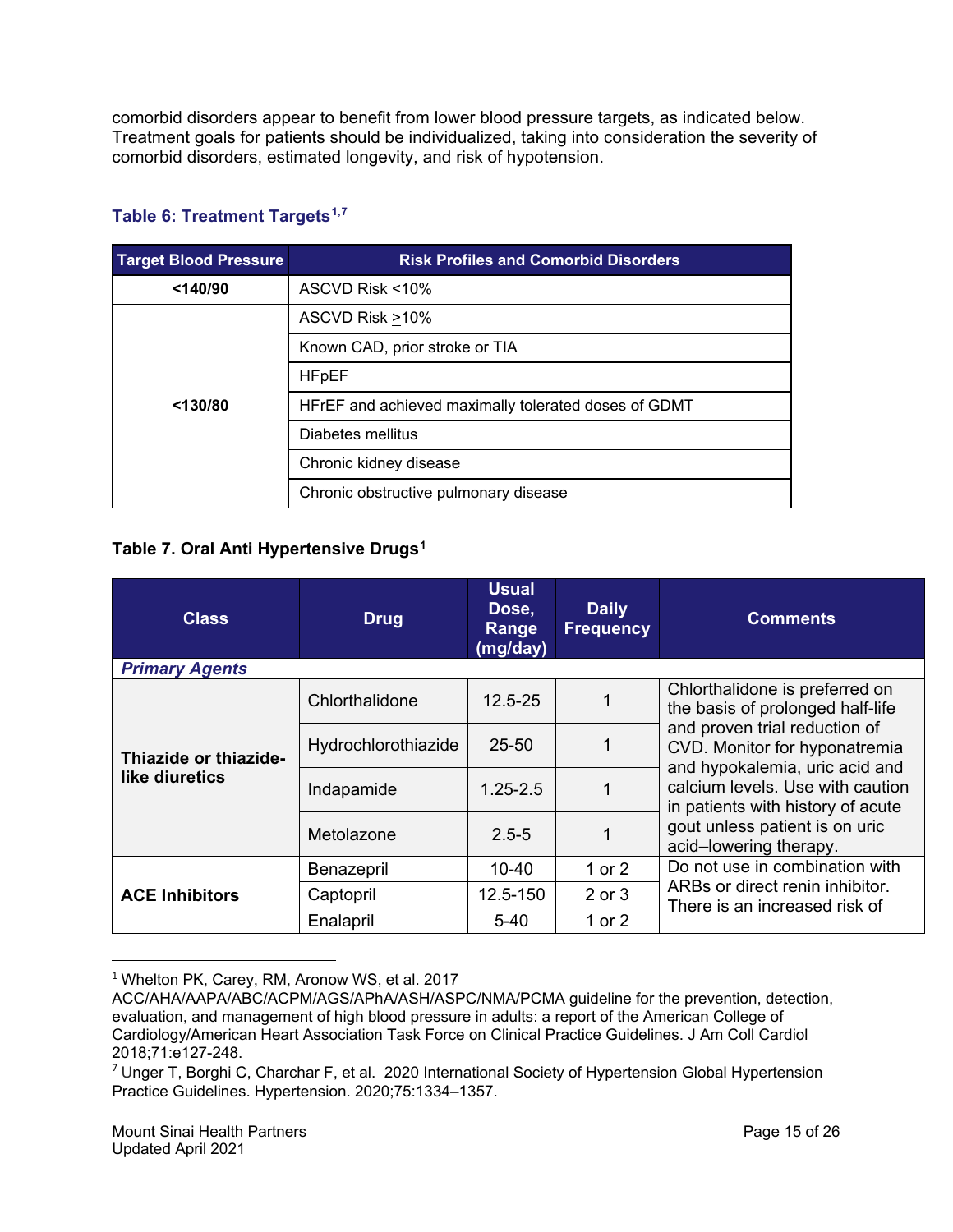comorbid disorders appear to benefit from lower blood pressure targets, as indicated below. Treatment goals for patients should be individualized, taking into consideration the severity of comorbid disorders, estimated longevity, and risk of hypotension.

### Table 6: Treatment Targets[1,7]

| Target Blood Pressure | Risk Profiles and Comorbid Disorders |
|---|---|
| **<140/90** | ASCVD Risk <10% |
| **<130/80** | ASCVD Risk >10% |
| | Known CAD, prior stroke or TIA |
| | HFpEF |
| | HFrEF and achieved maximally tolerated doses of GDMT |
| | Diabetes mellitus |
| | Chronic kidney disease |
| | Chronic obstructive pulmonary disease |

### Table 7. Oral Anti Hypertensive Drugs[1]

| Class | Drug | Usual Dose, Range (mg/day) | Daily Frequency | Comments |
|---|---|---|---|---|
| ***Primary Agents*** | | | | |
| **Thiazide or thiazide-like diuretics** | Chlorthalidone | 12.5-25 | 1 | Chlorthalidone is preferred on the basis of prolonged half-life and proven trial reduction of CVD. Monitor for hyponatremia and hypokalemia, uric acid and calcium levels. Use with caution in patients with history of acute gout unless patient is on uric acid–lowering therapy. |
| | Hydrochlorothiazide | 25-50 | 1 | |
| | Indapamide | 1.25-2.5 | 1 | |
| | Metolazone | 2.5-5 | 1 | |
| **ACE Inhibitors** | Benazepril | 10-40 | 1 or 2 | Do not use in combination with ARBs or direct renin inhibitor. There is an increased risk of |
| | Captopril | 12.5-150 | 2 or 3 | |
| | Enalapril | 5-40 | 1 or 2 | |

---

[1] Whelton PK, Carey, RM, Aronow WS, et al. 2017 ACC/AHA/AAPA/ABC/ACPM/AGS/APhA/ASH/ASPC/NMA/PCMA guideline for the prevention, detection, evaluation, and management of high blood pressure in adults: a report of the American College of Cardiology/American Heart Association Task Force on Clinical Practice Guidelines. J Am Coll Cardiol 2018;71:e127-248.

[7] Unger T, Borghi C, Charchar F, et al. 2020 International Society of Hypertension Global Hypertension Practice Guidelines. Hypertension. 2020;75:1334–1357.

Mount Sinai Health Partners
Updated April 2021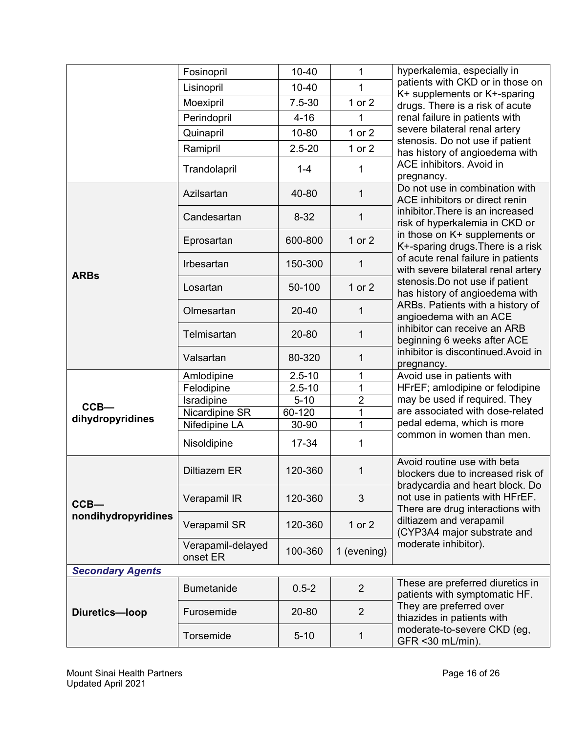| | | | | |
|---|---|---|---|---|
| | Fosinopril | 10-40 | 1 | hyperkalemia, especially in patients with CKD or in those on K+ supplements or K+-sparing drugs. There is a risk of acute renal failure in patients with severe bilateral renal artery stenosis. Do not use if patient has history of angioedema with ACE inhibitors. Avoid in pregnancy. |
| | Lisinopril | 10-40 | 1 | |
| | Moexipril | 7.5-30 | 1 or 2 | |
| | Perindopril | 4-16 | 1 | |
| | Quinapril | 10-80 | 1 or 2 | |
| | Ramipril | 2.5-20 | 1 or 2 | |
| | Trandolapril | 1-4 | 1 | |
| **ARBs** | Azilsartan | 40-80 | 1 | Do not use in combination with ACE inhibitors or direct renin inhibitor.There is an increased risk of hyperkalemia in CKD or in those on K+ supplements or K+-sparing drugs.There is a risk of acute renal failure in patients with severe bilateral renal artery stenosis.Do not use if patient has history of angioedema with ARBs. Patients with a history of angioedema with an ACE inhibitor can receive an ARB beginning 6 weeks after ACE inhibitor is discontinued.Avoid in pregnancy. |
| | Candesartan | 8-32 | 1 | |
| | Eprosartan | 600-800 | 1 or 2 | |
| | Irbesartan | 150-300 | 1 | |
| | Losartan | 50-100 | 1 or 2 | |
| | Olmesartan | 20-40 | 1 | |
| | Telmisartan | 20-80 | 1 | |
| | Valsartan | 80-320 | 1 | |
| **CCB—dihydropyridines** | Amlodipine | 2.5-10 | 1 | Avoid use in patients with HFrEF; amlodipine or felodipine may be used if required. They are associated with dose-related pedal edema, which is more common in women than men. |
| | Felodipine | 2.5-10 | 1 | |
| | Isradipine | 5-10 | 2 | |
| | Nicardipine SR | 60-120 | 1 | |
| | Nifedipine LA | 30-90 | 1 | |
| | Nisoldipine | 17-34 | 1 | |
| **CCB—nondihydropyridines** | Diltiazem ER | 120-360 | 1 | Avoid routine use with beta blockers due to increased risk of bradycardia and heart block. Do not use in patients with HFrEF. There are drug interactions with diltiazem and verapamil (CYP3A4 major substrate and moderate inhibitor). |
| | Verapamil IR | 120-360 | 3 | |
| | Verapamil SR | 120-360 | 1 or 2 | |
| | Verapamil-delayed onset ER | 100-360 | 1 (evening) | |
| ***Secondary Agents*** | | | | |
| **Diuretics—loop** | Bumetanide | 0.5-2 | 2 | These are preferred diuretics in patients with symptomatic HF. They are preferred over thiazides in patients with moderate-to-severe CKD (eg, GFR <30 mL/min). |
| | Furosemide | 20-80 | 2 | |
| | Torsemide | 5-10 | 1 | |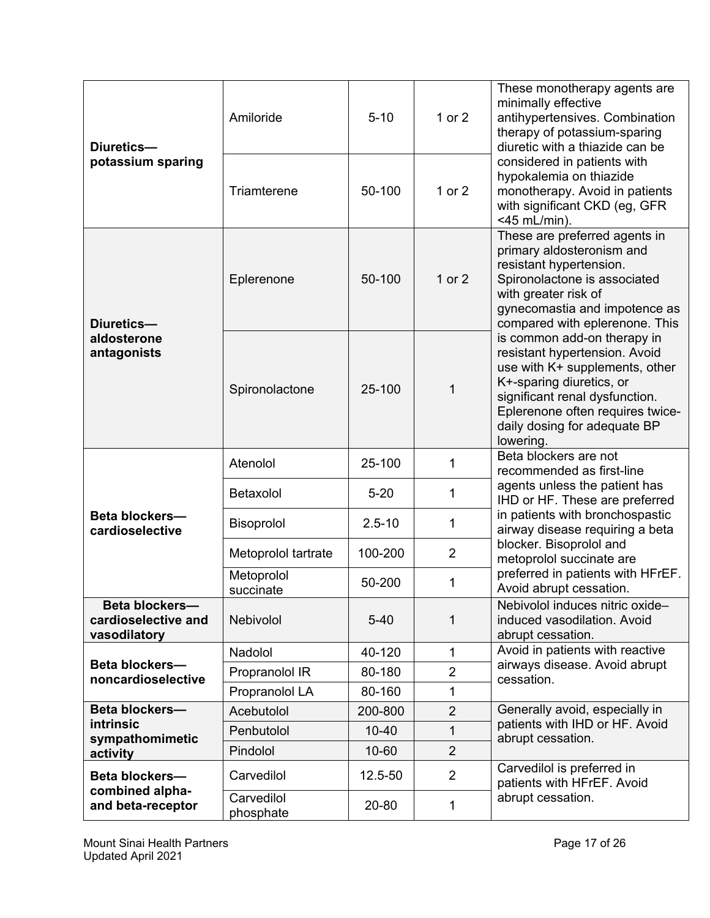| Diuretics—potassium sparing | Amiloride | 5-10 | 1 or 2 | These monotherapy agents are minimally effective antihypertensives. Combination therapy of potassium-sparing diuretic with a thiazide can be considered in patients with hypokalemia on thiazide monotherapy. Avoid in patients with significant CKD (eg, GFR <45 mL/min). |
|---|---|---|---|---|
| | Triamterene | 50-100 | 1 or 2 | |
| Diuretics—aldosterone antagonists | Eplerenone | 50-100 | 1 or 2 | These are preferred agents in primary aldosteronism and resistant hypertension. Spironolactone is associated with greater risk of gynecomastia and impotence as compared with eplerenone. This is common add-on therapy in resistant hypertension. Avoid use with K+ supplements, other K+-sparing diuretics, or significant renal dysfunction. Eplerenone often requires twice-daily dosing for adequate BP lowering. |
| | Spironolactone | 25-100 | 1 | |
| Beta blockers—cardioselective | Atenolol | 25-100 | 1 | Beta blockers are not recommended as first-line agents unless the patient has IHD or HF. These are preferred in patients with bronchospastic airway disease requiring a beta blocker. Bisoprolol and metoprolol succinate are preferred in patients with HFrEF. Avoid abrupt cessation. |
| | Betaxolol | 5-20 | 1 | |
| | Bisoprolol | 2.5-10 | 1 | |
| | Metoprolol tartrate | 100-200 | 2 | |
| | Metoprolol succinate | 50-200 | 1 | |
| Beta blockers—cardioselective and vasodilatory | Nebivolol | 5-40 | 1 | Nebivolol induces nitric oxide–induced vasodilation. Avoid abrupt cessation. |
| Beta blockers—noncardioselective | Nadolol | 40-120 | 1 | Avoid in patients with reactive airways disease. Avoid abrupt cessation. |
| | Propranolol IR | 80-180 | 2 | |
| | Propranolol LA | 80-160 | 1 | |
| Beta blockers—intrinsic sympathomimetic activity | Acebutolol | 200-800 | 2 | Generally avoid, especially in patients with IHD or HF. Avoid abrupt cessation. |
| | Penbutolol | 10-40 | 1 | |
| | Pindolol | 10-60 | 2 | |
| Beta blockers—combined alpha- and beta-receptor | Carvedilol | 12.5-50 | 2 | Carvedilol is preferred in patients with HFrEF. Avoid abrupt cessation. |
| | Carvedilol phosphate | 20-80 | 1 | |

Mount Sinai Health Partners
Updated April 2021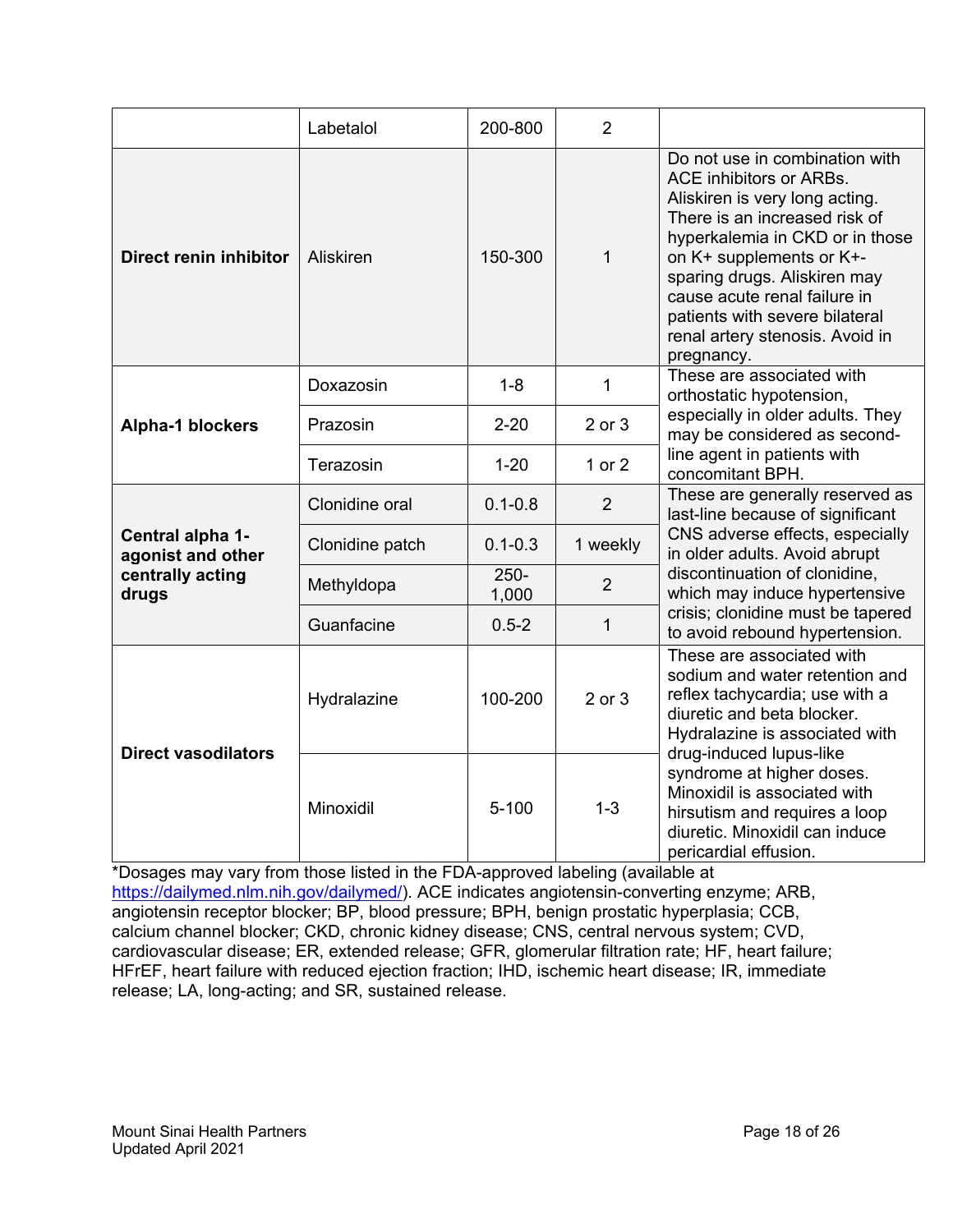| | Labetalol | 200-800 | 2 | |
|---|---|---|---|---|
| **Direct renin inhibitor** | Aliskiren | 150-300 | 1 | Do not use in combination with ACE inhibitors or ARBs. Aliskiren is very long acting. There is an increased risk of hyperkalemia in CKD or in those on K+ supplements or K+-sparing drugs. Aliskiren may cause acute renal failure in patients with severe bilateral renal artery stenosis. Avoid in pregnancy. |
| **Alpha-1 blockers** | Doxazosin | 1-8 | 1 | These are associated with orthostatic hypotension, especially in older adults. They may be considered as second-line agent in patients with concomitant BPH. |
| | Prazosin | 2-20 | 2 or 3 | |
| | Terazosin | 1-20 | 1 or 2 | |
| **Central alpha 1-agonist and other centrally acting drugs** | Clonidine oral | 0.1-0.8 | 2 | These are generally reserved as last-line because of significant CNS adverse effects, especially in older adults. Avoid abrupt discontinuation of clonidine, which may induce hypertensive crisis; clonidine must be tapered to avoid rebound hypertension. |
| | Clonidine patch | 0.1-0.3 | 1 weekly | |
| | Methyldopa | 250-1,000 | 2 | |
| | Guanfacine | 0.5-2 | 1 | |
| **Direct vasodilators** | Hydralazine | 100-200 | 2 or 3 | These are associated with sodium and water retention and reflex tachycardia; use with a diuretic and beta blocker. Hydralazine is associated with drug-induced lupus-like syndrome at higher doses. Minoxidil is associated with hirsutism and requires a loop diuretic. Minoxidil can induce pericardial effusion. |
| | Minoxidil | 5-100 | 1-3 | |

*Dosages may vary from those listed in the FDA-approved labeling (available at https://dailymed.nlm.nih.gov/dailymed/). ACE indicates angiotensin-converting enzyme; ARB, angiotensin receptor blocker; BP, blood pressure; BPH, benign prostatic hyperplasia; CCB, calcium channel blocker; CKD, chronic kidney disease; CNS, central nervous system; CVD, cardiovascular disease; ER, extended release; GFR, glomerular filtration rate; HF, heart failure; HFrEF, heart failure with reduced ejection fraction; IHD, ischemic heart disease; IR, immediate release; LA, long-acting; and SR, sustained release.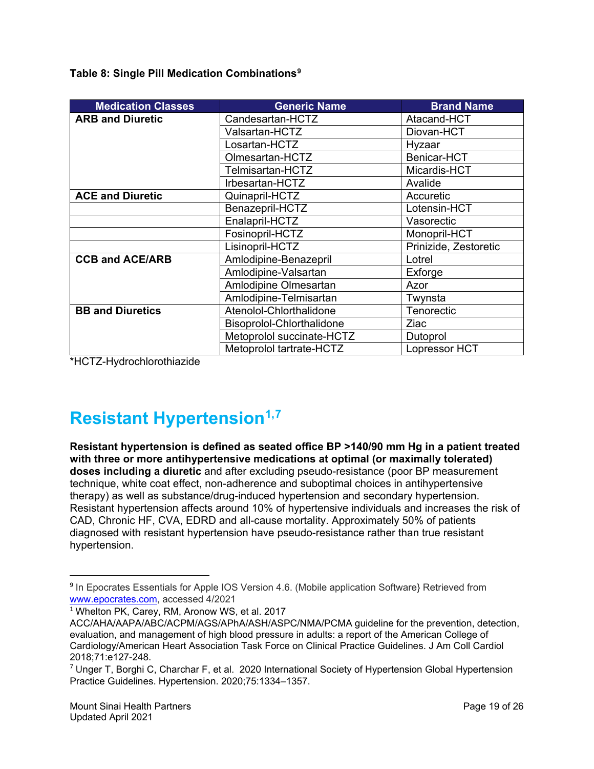**Table 8: Single Pill Medication Combinations[9]**

| Medication Classes | Generic Name | Brand Name |
| --- | --- | --- |
| **ARB and Diuretic** | Candesartan-HCTZ | Atacand-HCT |
| | Valsartan-HCTZ | Diovan-HCT |
| | Losartan-HCTZ | Hyzaar |
| | Olmesartan-HCTZ | Benicar-HCT |
| | Telmisartan-HCTZ | Micardis-HCT |
| | Irbesartan-HCTZ | Avalide |
| **ACE and Diuretic** | Quinapril-HCTZ | Accuretic |
| | Benazepril-HCTZ | Lotensin-HCT |
| | Enalapril-HCTZ | Vasorectic |
| | Fosinopril-HCTZ | Monopril-HCT |
| | Lisinopril-HCTZ | Prinizide, Zestoretic |
| **CCB and ACE/ARB** | Amlodipine-Benazepril | Lotrel |
| | Amlodipine-Valsartan | Exforge |
| | Amlodipine Olmesartan | Azor |
| | Amlodipine-Telmisartan | Twynsta |
| **BB and Diuretics** | Atenolol-Chlorthalidone | Tenorectic |
| | Bisoprolol-Chlorthalidone | Ziac |
| | Metoprolol succinate-HCTZ | Dutoprol |
| | Metoprolol tartrate-HCTZ | Lopressor HCT |

*HCTZ-Hydrochlorothiazide

# Resistant Hypertension[1,7]

**Resistant hypertension is defined as seated office BP >140/90 mm Hg in a patient treated with three or more antihypertensive medications at optimal (or maximally tolerated) doses including a diuretic** and after excluding pseudo-resistance (poor BP measurement technique, white coat effect, non-adherence and suboptimal choices in antihypertensive therapy) as well as substance/drug-induced hypertension and secondary hypertension. Resistant hypertension affects around 10% of hypertensive individuals and increases the risk of CAD, Chronic HF, CVA, EDRD and all-cause mortality. Approximately 50% of patients diagnosed with resistant hypertension have pseudo-resistance rather than true resistant hypertension.

---

[9] In Epocrates Essentials for Apple IOS Version 4.6. (Mobile application Software} Retrieved from www.epocrates.com, accessed 4/2021

[1] Whelton PK, Carey, RM, Aronow WS, et al. 2017 ACC/AHA/AAPA/ABC/ACPM/AGS/APhA/ASH/ASPC/NMA/PCMA guideline for the prevention, detection, evaluation, and management of high blood pressure in adults: a report of the American College of Cardiology/American Heart Association Task Force on Clinical Practice Guidelines. J Am Coll Cardiol 2018;71:e127-248.

[7] Unger T, Borghi C, Charchar F, et al. 2020 International Society of Hypertension Global Hypertension Practice Guidelines. Hypertension. 2020;75:1334–1357.

Mount Sinai Health Partners
Updated April 2021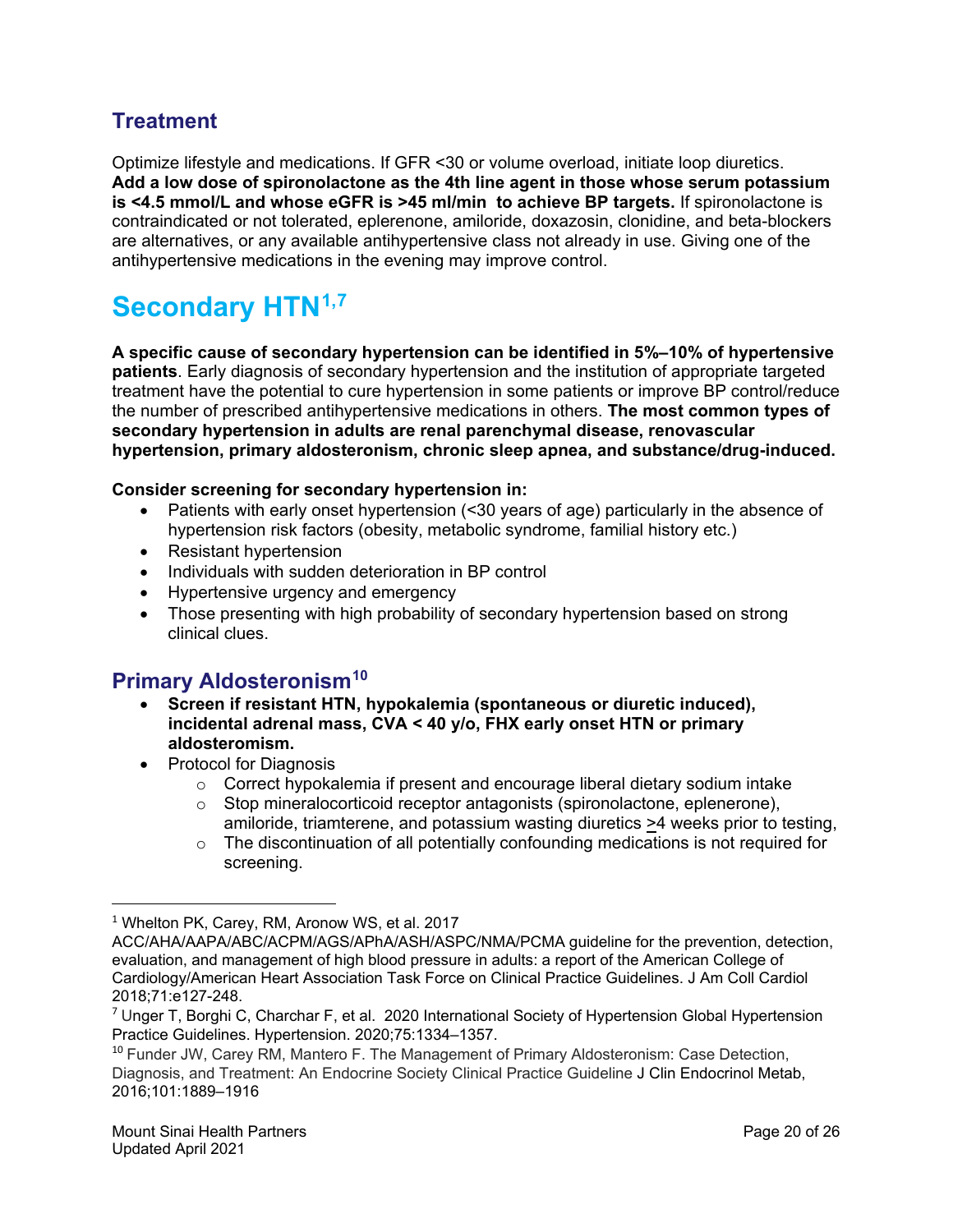## Treatment

Optimize lifestyle and medications. If GFR <30 or volume overload, initiate loop diuretics. **Add a low dose of spironolactone as the 4th line agent in those whose serum potassium is <4.5 mmol/L and whose eGFR is >45 ml/min to achieve BP targets.** If spironolactone is contraindicated or not tolerated, eplerenone, amiloride, doxazosin, clonidine, and beta-blockers are alternatives, or any available antihypertensive class not already in use. Giving one of the antihypertensive medications in the evening may improve control.

# Secondary HTN[1,7]

**A specific cause of secondary hypertension can be identified in 5%–10% of hypertensive patients**. Early diagnosis of secondary hypertension and the institution of appropriate targeted treatment have the potential to cure hypertension in some patients or improve BP control/reduce the number of prescribed antihypertensive medications in others. **The most common types of secondary hypertension in adults are renal parenchymal disease, renovascular hypertension, primary aldosteronism, chronic sleep apnea, and substance/drug-induced.**

**Consider screening for secondary hypertension in:**

- Patients with early onset hypertension (<30 years of age) particularly in the absence of hypertension risk factors (obesity, metabolic syndrome, familial history etc.)
- Resistant hypertension
- Individuals with sudden deterioration in BP control
- Hypertensive urgency and emergency
- Those presenting with high probability of secondary hypertension based on strong clinical clues.

## Primary Aldosteronism[10]

- **Screen if resistant HTN, hypokalemia (spontaneous or diuretic induced), incidental adrenal mass, CVA < 40 y/o, FHX early onset HTN or primary aldosteromism.**
- Protocol for Diagnosis
    - Correct hypokalemia if present and encourage liberal dietary sodium intake
    - Stop mineralocorticoid receptor antagonists (spironolactone, eplerenone), amiloride, triamterene, and potassium wasting diuretics ≥4 weeks prior to testing,
    - The discontinuation of all potentially confounding medications is not required for screening.

---

[1] Whelton PK, Carey, RM, Aronow WS, et al. 2017 ACC/AHA/AAPA/ABC/ACPM/AGS/APhA/ASH/ASPC/NMA/PCMA guideline for the prevention, detection, evaluation, and management of high blood pressure in adults: a report of the American College of Cardiology/American Heart Association Task Force on Clinical Practice Guidelines. J Am Coll Cardiol 2018;71:e127-248.

[7] Unger T, Borghi C, Charchar F, et al. 2020 International Society of Hypertension Global Hypertension Practice Guidelines. Hypertension. 2020;75:1334–1357.

[10] Funder JW, Carey RM, Mantero F. The Management of Primary Aldosteronism: Case Detection, Diagnosis, and Treatment: An Endocrine Society Clinical Practice Guideline J Clin Endocrinol Metab, 2016;101:1889–1916

Mount Sinai Health Partners
Updated April 2021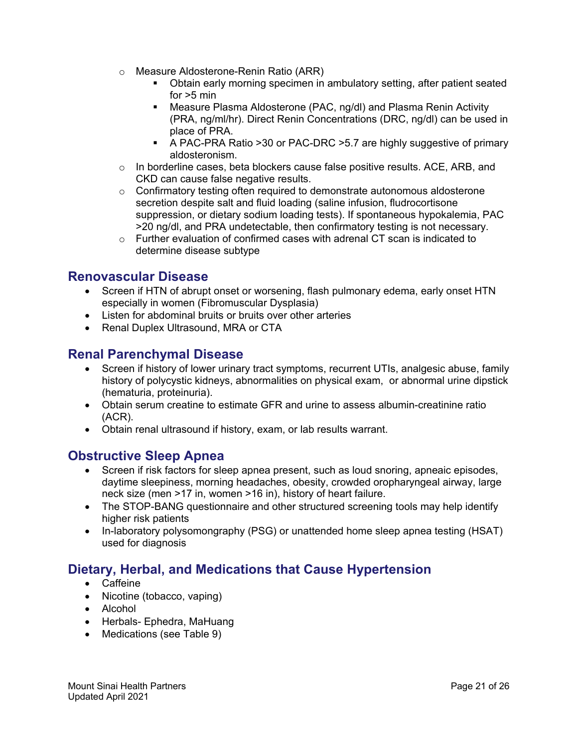- Measure Aldosterone-Renin Ratio (ARR)
    - Obtain early morning specimen in ambulatory setting, after patient seated for >5 min
    - Measure Plasma Aldosterone (PAC, ng/dl) and Plasma Renin Activity (PRA, ng/ml/hr). Direct Renin Concentrations (DRC, ng/dl) can be used in place of PRA.
    - A PAC-PRA Ratio >30 or PAC-DRC >5.7 are highly suggestive of primary aldosteronism.
- In borderline cases, beta blockers cause false positive results. ACE, ARB, and CKD can cause false negative results.
- Confirmatory testing often required to demonstrate autonomous aldosterone secretion despite salt and fluid loading (saline infusion, fludrocortisone suppression, or dietary sodium loading tests). If spontaneous hypokalemia, PAC >20 ng/dl, and PRA undetectable, then confirmatory testing is not necessary.
- Further evaluation of confirmed cases with adrenal CT scan is indicated to determine disease subtype

## Renovascular Disease

- Screen if HTN of abrupt onset or worsening, flash pulmonary edema, early onset HTN especially in women (Fibromuscular Dysplasia)
- Listen for abdominal bruits or bruits over other arteries
- Renal Duplex Ultrasound, MRA or CTA

## Renal Parenchymal Disease

- Screen if history of lower urinary tract symptoms, recurrent UTIs, analgesic abuse, family history of polycystic kidneys, abnormalities on physical exam, or abnormal urine dipstick (hematuria, proteinuria).
- Obtain serum creatine to estimate GFR and urine to assess albumin-creatinine ratio (ACR).
- Obtain renal ultrasound if history, exam, or lab results warrant.

## Obstructive Sleep Apnea

- Screen if risk factors for sleep apnea present, such as loud snoring, apneaic episodes, daytime sleepiness, morning headaches, obesity, crowded oropharyngeal airway, large neck size (men >17 in, women >16 in), history of heart failure.
- The STOP-BANG questionnaire and other structured screening tools may help identify higher risk patients
- In-laboratory polysomongraphy (PSG) or unattended home sleep apnea testing (HSAT) used for diagnosis

## Dietary, Herbal, and Medications that Cause Hypertension

- Caffeine
- Nicotine (tobacco, vaping)
- Alcohol
- Herbals- Ephedra, MaHuang
- Medications (see Table 9)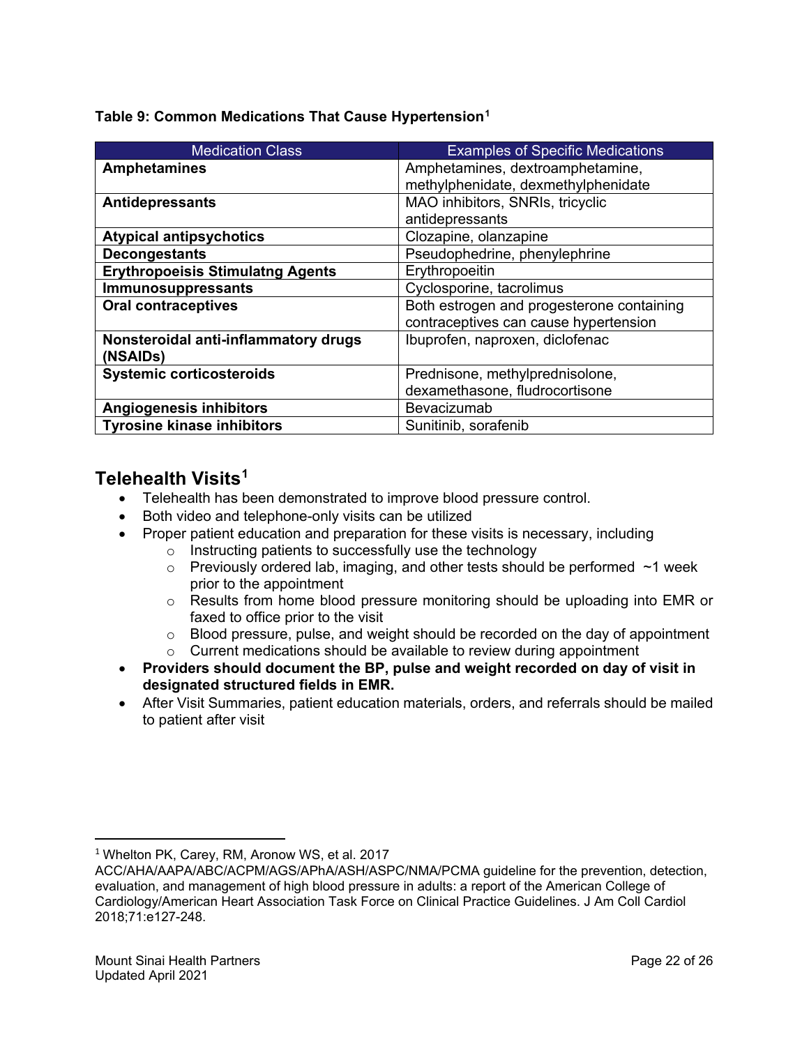**Table 9: Common Medications That Cause Hypertension[1]**

| Medication Class | Examples of Specific Medications |
| --- | --- |
| **Amphetamines** | Amphetamines, dextroamphetamine, methylphenidate, dexmethylphenidate |
| **Antidepressants** | MAO inhibitors, SNRIs, tricyclic antidepressants |
| **Atypical antipsychotics** | Clozapine, olanzapine |
| **Decongestants** | Pseudophedrine, phenylephrine |
| **Erythropoeisis Stimulatng Agents** | Erythropoeitin |
| **Immunosuppressants** | Cyclosporine, tacrolimus |
| **Oral contraceptives** | Both estrogen and progesterone containing contraceptives can cause hypertension |
| **Nonsteroidal anti-inflammatory drugs (NSAIDs)** | Ibuprofen, naproxen, diclofenac |
| **Systemic corticosteroids** | Prednisone, methylprednisolone, dexamethasone, fludrocortisone |
| **Angiogenesis inhibitors** | Bevacizumab |
| **Tyrosine kinase inhibitors** | Sunitinib, sorafenib |

## Telehealth Visits[1]

- Telehealth has been demonstrated to improve blood pressure control.
- Both video and telephone-only visits can be utilized
- Proper patient education and preparation for these visits is necessary, including
    - Instructing patients to successfully use the technology
    - Previously ordered lab, imaging, and other tests should be performed ~1 week prior to the appointment
    - Results from home blood pressure monitoring should be uploading into EMR or faxed to office prior to the visit
    - Blood pressure, pulse, and weight should be recorded on the day of appointment
    - Current medications should be available to review during appointment
- **Providers should document the BP, pulse and weight recorded on day of visit in designated structured fields in EMR.**
- After Visit Summaries, patient education materials, orders, and referrals should be mailed to patient after visit

[1] Whelton PK, Carey, RM, Aronow WS, et al. 2017 ACC/AHA/AAPA/ABC/ACPM/AGS/APhA/ASH/ASPC/NMA/PCMA guideline for the prevention, detection, evaluation, and management of high blood pressure in adults: a report of the American College of Cardiology/American Heart Association Task Force on Clinical Practice Guidelines. J Am Coll Cardiol 2018;71:e127-248.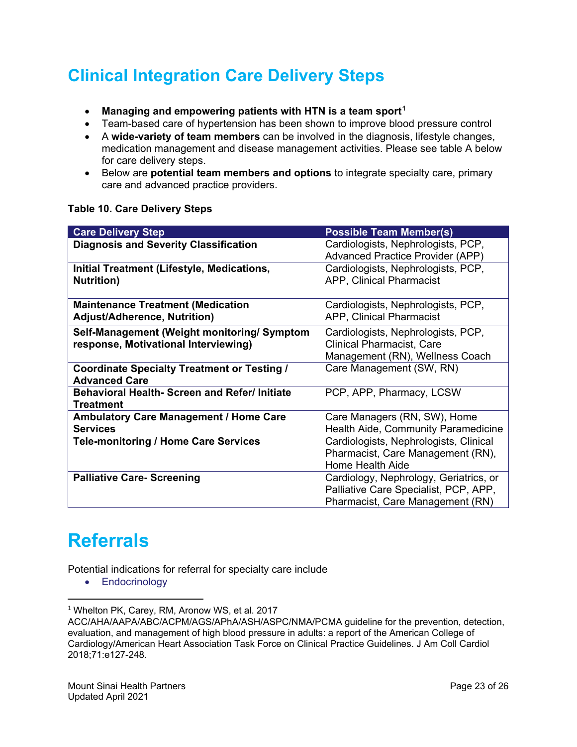# Clinical Integration Care Delivery Steps

- **Managing and empowering patients with HTN is a team sport**[1]
- Team-based care of hypertension has been shown to improve blood pressure control
- A **wide-variety of team members** can be involved in the diagnosis, lifestyle changes, medication management and disease management activities. Please see table A below for care delivery steps.
- Below are **potential team members and options** to integrate specialty care, primary care and advanced practice providers.

**Table 10. Care Delivery Steps**

| Care Delivery Step | Possible Team Member(s) |
|---|---|
| **Diagnosis and Severity Classification** | Cardiologists, Nephrologists, PCP, Advanced Practice Provider (APP) |
| **Initial Treatment (Lifestyle, Medications, Nutrition)** | Cardiologists, Nephrologists, PCP, APP, Clinical Pharmacist |
| **Maintenance Treatment (Medication Adjust/Adherence, Nutrition)** | Cardiologists, Nephrologists, PCP, APP, Clinical Pharmacist |
| **Self-Management (Weight monitoring/ Symptom response, Motivational Interviewing)** | Cardiologists, Nephrologists, PCP, Clinical Pharmacist, Care Management (RN), Wellness Coach |
| **Coordinate Specialty Treatment or Testing / Advanced Care** | Care Management (SW, RN) |
| **Behavioral Health- Screen and Refer/ Initiate Treatment** | PCP, APP, Pharmacy, LCSW |
| **Ambulatory Care Management / Home Care Services** | Care Managers (RN, SW), Home Health Aide, Community Paramedicine |
| **Tele-monitoring / Home Care Services** | Cardiologists, Nephrologists, Clinical Pharmacist, Care Management (RN), Home Health Aide |
| **Palliative Care- Screening** | Cardiology, Nephrology, Geriatrics, or Palliative Care Specialist, PCP, APP, Pharmacist, Care Management (RN) |

# Referrals

Potential indications for referral for specialty care include

- Endocrinology

---

[1] Whelton PK, Carey, RM, Aronow WS, et al. 2017 ACC/AHA/AAPA/ABC/ACPM/AGS/APhA/ASH/ASPC/NMA/PCMA guideline for the prevention, detection, evaluation, and management of high blood pressure in adults: a report of the American College of Cardiology/American Heart Association Task Force on Clinical Practice Guidelines. J Am Coll Cardiol 2018;71:e127-248.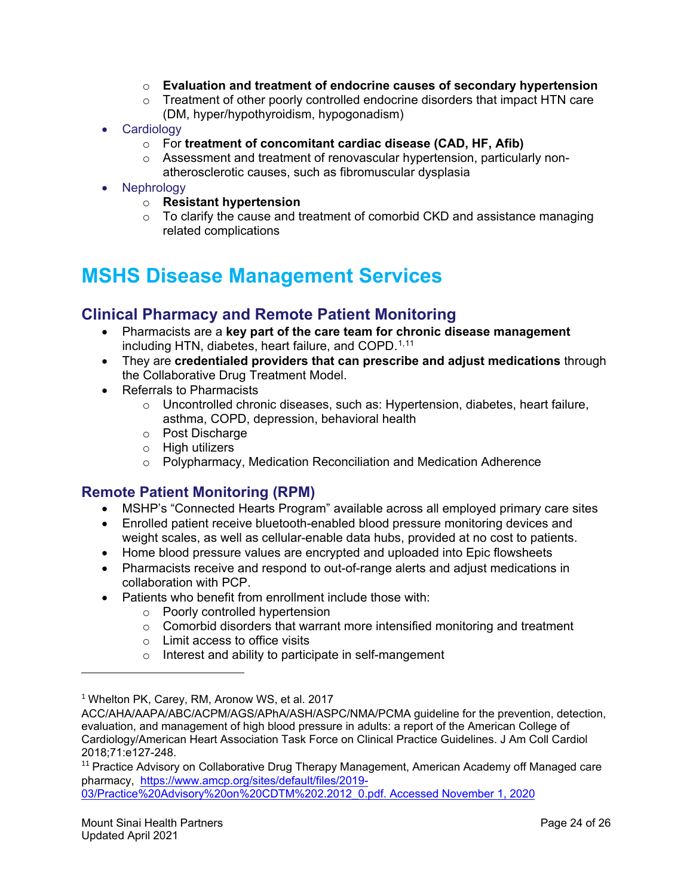- Evaluation and treatment of endocrine causes of secondary hypertension
  - Treatment of other poorly controlled endocrine disorders that impact HTN care (DM, hyper/hypothyroidism, hypogonadism)
- Cardiology
  - For **treatment of concomitant cardiac disease (CAD, HF, Afib)**
  - Assessment and treatment of renovascular hypertension, particularly non-atherosclerotic causes, such as fibromuscular dysplasia
- Nephrology
  - **Resistant hypertension**
  - To clarify the cause and treatment of comorbid CKD and assistance managing related complications

# MSHS Disease Management Services

## Clinical Pharmacy and Remote Patient Monitoring

- Pharmacists are a **key part of the care team for chronic disease management** including HTN, diabetes, heart failure, and COPD.[1,11]
- They are **credentialed providers that can prescribe and adjust medications** through the Collaborative Drug Treatment Model.
- Referrals to Pharmacists
  - Uncontrolled chronic diseases, such as: Hypertension, diabetes, heart failure, asthma, COPD, depression, behavioral health
  - Post Discharge
  - High utilizers
  - Polypharmacy, Medication Reconciliation and Medication Adherence

## Remote Patient Monitoring (RPM)

- MSHP's "Connected Hearts Program" available across all employed primary care sites
- Enrolled patient receive bluetooth-enabled blood pressure monitoring devices and weight scales, as well as cellular-enable data hubs, provided at no cost to patients.
- Home blood pressure values are encrypted and uploaded into Epic flowsheets
- Pharmacists receive and respond to out-of-range alerts and adjust medications in collaboration with PCP.
- Patients who benefit from enrollment include those with:
  - Poorly controlled hypertension
  - Comorbid disorders that warrant more intensified monitoring and treatment
  - Limit access to office visits
  - Interest and ability to participate in self-mangement

---

[1] Whelton PK, Carey, RM, Aronow WS, et al. 2017 ACC/AHA/AAPA/ABC/ACPM/AGS/APhA/ASH/ASPC/NMA/PCMA guideline for the prevention, detection, evaluation, and management of high blood pressure in adults: a report of the American College of Cardiology/American Heart Association Task Force on Clinical Practice Guidelines. J Am Coll Cardiol 2018;71:e127-248.

[11] Practice Advisory on Collaborative Drug Therapy Management, American Academy off Managed care pharmacy, https://www.amcp.org/sites/default/files/2019-03/Practice%20Advisory%20on%20CDTM%202.2012_0.pdf. Accessed November 1, 2020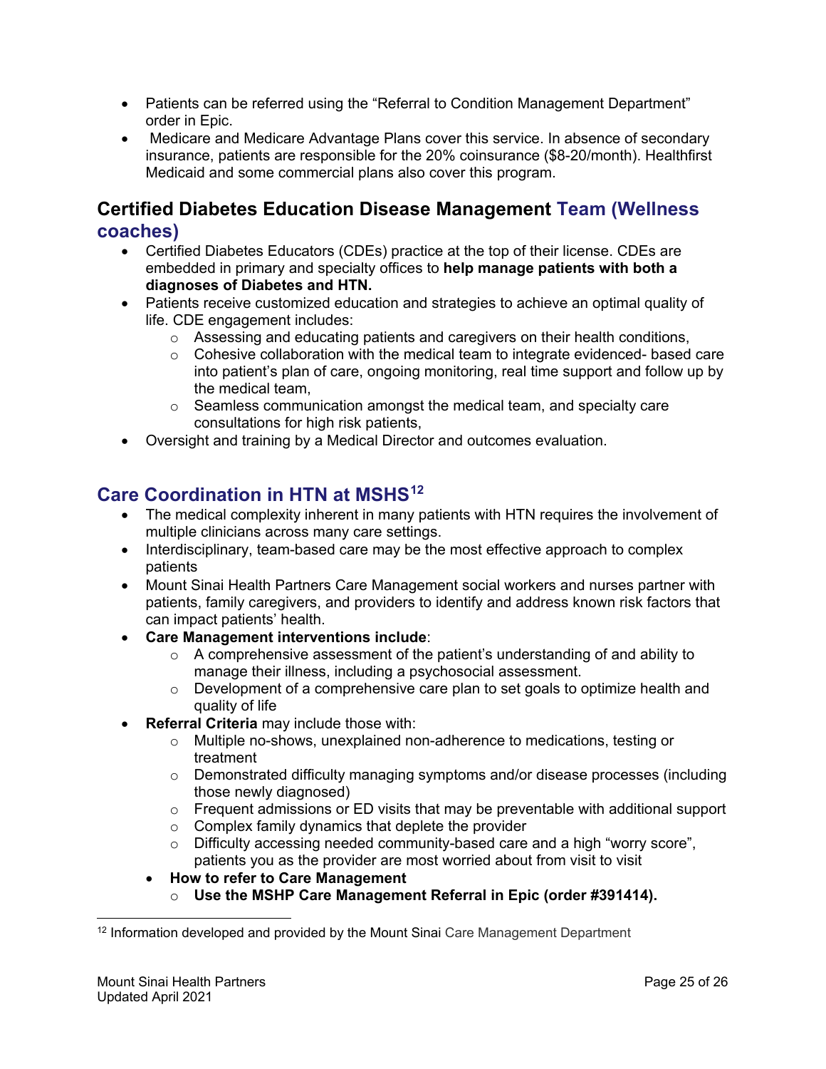- Patients can be referred using the “Referral to Condition Management Department” order in Epic.
- Medicare and Medicare Advantage Plans cover this service. In absence of secondary insurance, patients are responsible for the 20% coinsurance ($8-20/month). Healthfirst Medicaid and some commercial plans also cover this program.

## Certified Diabetes Education Disease Management Team (Wellness coaches)

- Certified Diabetes Educators (CDEs) practice at the top of their license. CDEs are embedded in primary and specialty offices to **help manage patients with both a diagnoses of Diabetes and HTN.**
- Patients receive customized education and strategies to achieve an optimal quality of life. CDE engagement includes:
    - Assessing and educating patients and caregivers on their health conditions,
    - Cohesive collaboration with the medical team to integrate evidenced- based care into patient’s plan of care, ongoing monitoring, real time support and follow up by the medical team,
    - Seamless communication amongst the medical team, and specialty care consultations for high risk patients,
- Oversight and training by a Medical Director and outcomes evaluation.

## Care Coordination in HTN at MSHS[12]

- The medical complexity inherent in many patients with HTN requires the involvement of multiple clinicians across many care settings.
- Interdisciplinary, team-based care may be the most effective approach to complex patients
- Mount Sinai Health Partners Care Management social workers and nurses partner with patients, family caregivers, and providers to identify and address known risk factors that can impact patients’ health.
- **Care Management interventions include**:
    - A comprehensive assessment of the patient’s understanding of and ability to manage their illness, including a psychosocial assessment.
    - Development of a comprehensive care plan to set goals to optimize health and quality of life
- **Referral Criteria** may include those with:
    - Multiple no-shows, unexplained non-adherence to medications, testing or treatment
    - Demonstrated difficulty managing symptoms and/or disease processes (including those newly diagnosed)
    - Frequent admissions or ED visits that may be preventable with additional support
    - Complex family dynamics that deplete the provider
    - Difficulty accessing needed community-based care and a high “worry score”, patients you as the provider are most worried about from visit to visit
    - **How to refer to Care Management**
        - **Use the MSHP Care Management Referral in Epic (order #391414).**

---

[12] Information developed and provided by the Mount Sinai Care Management Department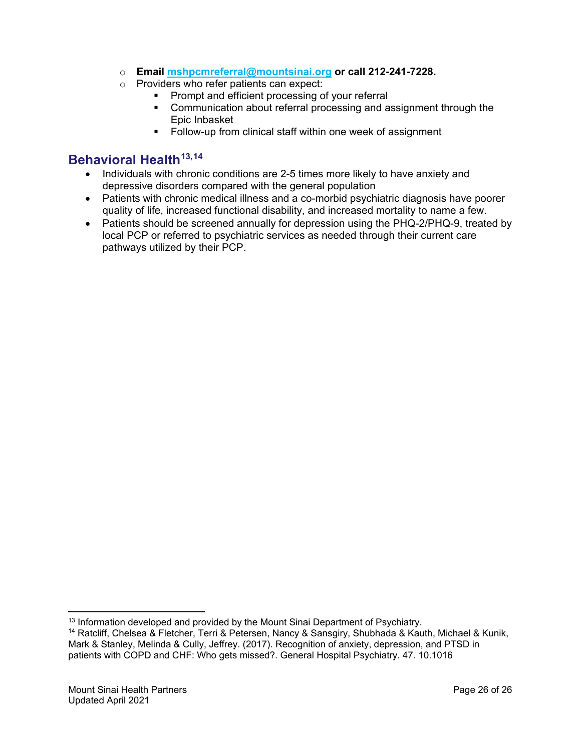- **Email mshpcmreferral@mountsinai.org or call 212-241-7228.**
- Providers who refer patients can expect:
  - Prompt and efficient processing of your referral
  - Communication about referral processing and assignment through the Epic Inbasket
  - Follow-up from clinical staff within one week of assignment

## Behavioral Health[13,14]

- Individuals with chronic conditions are 2-5 times more likely to have anxiety and depressive disorders compared with the general population
- Patients with chronic medical illness and a co-morbid psychiatric diagnosis have poorer quality of life, increased functional disability, and increased mortality to name a few.
- Patients should be screened annually for depression using the PHQ-2/PHQ-9, treated by local PCP or referred to psychiatric services as needed through their current care pathways utilized by their PCP.

---

[13] Information developed and provided by the Mount Sinai Department of Psychiatry.

[14] Ratcliff, Chelsea & Fletcher, Terri & Petersen, Nancy & Sansgiry, Shubhada & Kauth, Michael & Kunik, Mark & Stanley, Melinda & Cully, Jeffrey. (2017). Recognition of anxiety, depression, and PTSD in patients with COPD and CHF: Who gets missed?. General Hospital Psychiatry. 47. 10.1016